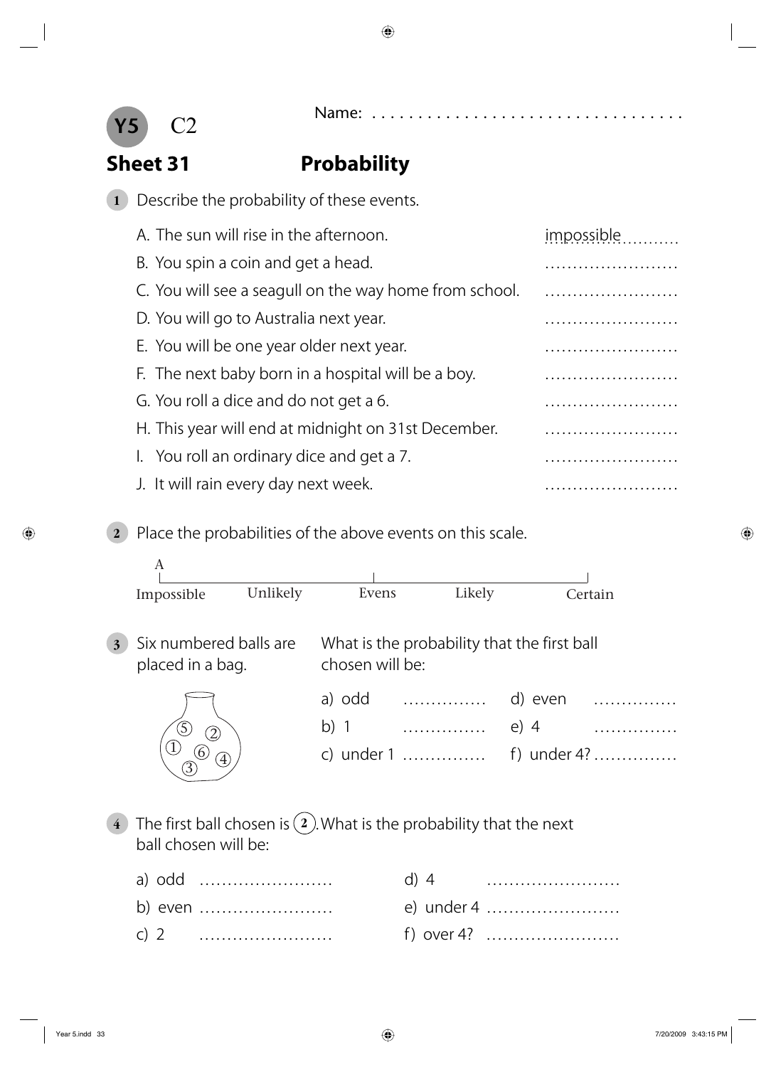**Y5** C2

Name: ....................................

## Sheet 31 Probability

**1** Describe the probability of these events.

A. The sun will rise in the afternoon. impossible..........

B. You spin a coin and get a head. ........................

C. You will see a seagull on the way home from school. ........................

D. You will go to Australia next year. ........................

E. You will be one year older next year. ........................

F. The next baby born in a hospital will be a boy. ........................

G. You roll a dice and do not get a 6. ........................

H. This year will end at midnight on 31st December. ........................

I. You roll an ordinary dice and get a 7. ........................

J. It will rain every day next week. ........................

**2** Place the probabilities of the above events on this scale.

A

Impossible — Unlikely — Evens — Likely — Certain

**3** Six numbered balls are placed in a bag.

What is the probability that the first ball chosen will be:

a) odd ............... d) even ...............

b) 1 ............... e) 4 ...............

c) under 1 ............... f) under 4? ...............

**4** The first ball chosen is (2). What is the probability that the next ball chosen will be:

a) odd ........................ d) 4 ........................

b) even ........................ e) under 4 ........................

c) 2 ........................ f) over 4? ........................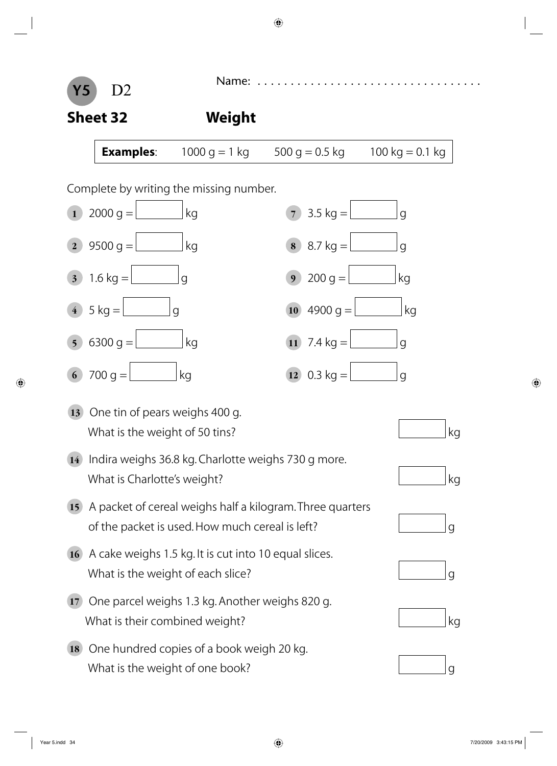**Y5** D2

Name: . . . . . . . . . . . . . . . . . . . . . . . . . . . . . . . . . .

## Sheet 32 Weight

**Examples**: 1000 g = 1 kg   500 g = 0.5 kg   100 kg = 0.1 kg

Complete by writing the missing number.

1. 2000 g = ☐ kg
2. 9500 g = ☐ kg
3. 1.6 kg = ☐ g
4. 5 kg = ☐ g
5. 6300 g = ☐ kg
6. 700 g = ☐ kg
7. 3.5 kg = ☐ g
8. 8.7 kg = ☐ g
9. 200 g = ☐ kg
10. 4900 g = ☐ kg
11. 7.4 kg = ☐ g
12. 0.3 kg = ☐ g
13. One tin of pears weighs 400 g. What is the weight of 50 tins? ☐ kg
14. Indira weighs 36.8 kg. Charlotte weighs 730 g more. What is Charlotte's weight? ☐ kg
15. A packet of cereal weighs half a kilogram. Three quarters of the packet is used. How much cereal is left? ☐ g
16. A cake weighs 1.5 kg. It is cut into 10 equal slices. What is the weight of each slice? ☐ g
17. One parcel weighs 1.3 kg. Another weighs 820 g. What is their combined weight? ☐ kg
18. One hundred copies of a book weigh 20 kg. What is the weight of one book? ☐ g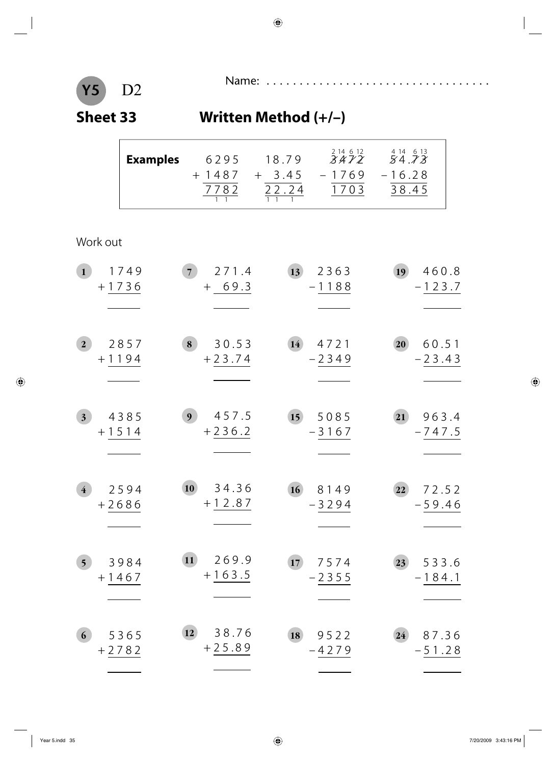**Y5** D2

Name: . . . . . . . . . . . . . . . . . . . . . . . . . . . . . . . . .

## Sheet 33 Written Method (+/–)

**Examples**

$$\begin{array}{r} 6295 \\ +\ 1487 \\ \hline 7782 \\ {\scriptstyle 1\ 1} \end{array} \qquad \begin{array}{r} 18.79 \\ +\ \ 3.45 \\ \hline 22.24 \\ {\scriptstyle 1\ 1\ \ 1} \end{array} \qquad \begin{array}{r} {\scriptstyle 2\ 14\ 6\ 12} \\ 3472 \\ -\ 1769 \\ \hline 1703 \end{array} \qquad \begin{array}{r} {\scriptstyle 4\ 14\ \ 6\ 13} \\ 54.73 \\ -\ 16.28 \\ \hline 38.45 \end{array}$$

Work out

1. $\begin{array}{r} 1749 \\ +\ 1736 \\ \hline \end{array}$

2. $\begin{array}{r} 2857 \\ +\ 1194 \\ \hline \end{array}$

3. $\begin{array}{r} 4385 \\ +\ 1514 \\ \hline \end{array}$

4. $\begin{array}{r} 2594 \\ +\ 2686 \\ \hline \end{array}$

5. $\begin{array}{r} 3984 \\ +\ 1467 \\ \hline \end{array}$

6. $\begin{array}{r} 5365 \\ +\ 2782 \\ \hline \end{array}$

7. $\begin{array}{r} 271.4 \\ +\ \ 69.3 \\ \hline \end{array}$

8. $\begin{array}{r} 30.53 \\ +\ 23.74 \\ \hline \end{array}$

9. $\begin{array}{r} 457.5 \\ +\ 236.2 \\ \hline \end{array}$

10. $\begin{array}{r} 34.36 \\ +\ 12.87 \\ \hline \end{array}$

11. $\begin{array}{r} 269.9 \\ +\ 163.5 \\ \hline \end{array}$

12. $\begin{array}{r} 38.76 \\ +\ 25.89 \\ \hline \end{array}$

13. $\begin{array}{r} 2363 \\ -\ 1188 \\ \hline \end{array}$

14. $\begin{array}{r} 4721 \\ -\ 2349 \\ \hline \end{array}$

15. $\begin{array}{r} 5085 \\ -\ 3167 \\ \hline \end{array}$

16. $\begin{array}{r} 8149 \\ -\ 3294 \\ \hline \end{array}$

17. $\begin{array}{r} 7574 \\ -\ 2355 \\ \hline \end{array}$

18. $\begin{array}{r} 9522 \\ -\ 4279 \\ \hline \end{array}$

19. $\begin{array}{r} 460.8 \\ -\ 123.7 \\ \hline \end{array}$

20. $\begin{array}{r} 60.51 \\ -\ 23.43 \\ \hline \end{array}$

21. $\begin{array}{r} 963.4 \\ -\ 747.5 \\ \hline \end{array}$

22. $\begin{array}{r} 72.52 \\ -\ 59.46 \\ \hline \end{array}$

23. $\begin{array}{r} 533.6 \\ -\ 184.1 \\ \hline \end{array}$

24. $\begin{array}{r} 87.36 \\ -\ 51.28 \\ \hline \end{array}$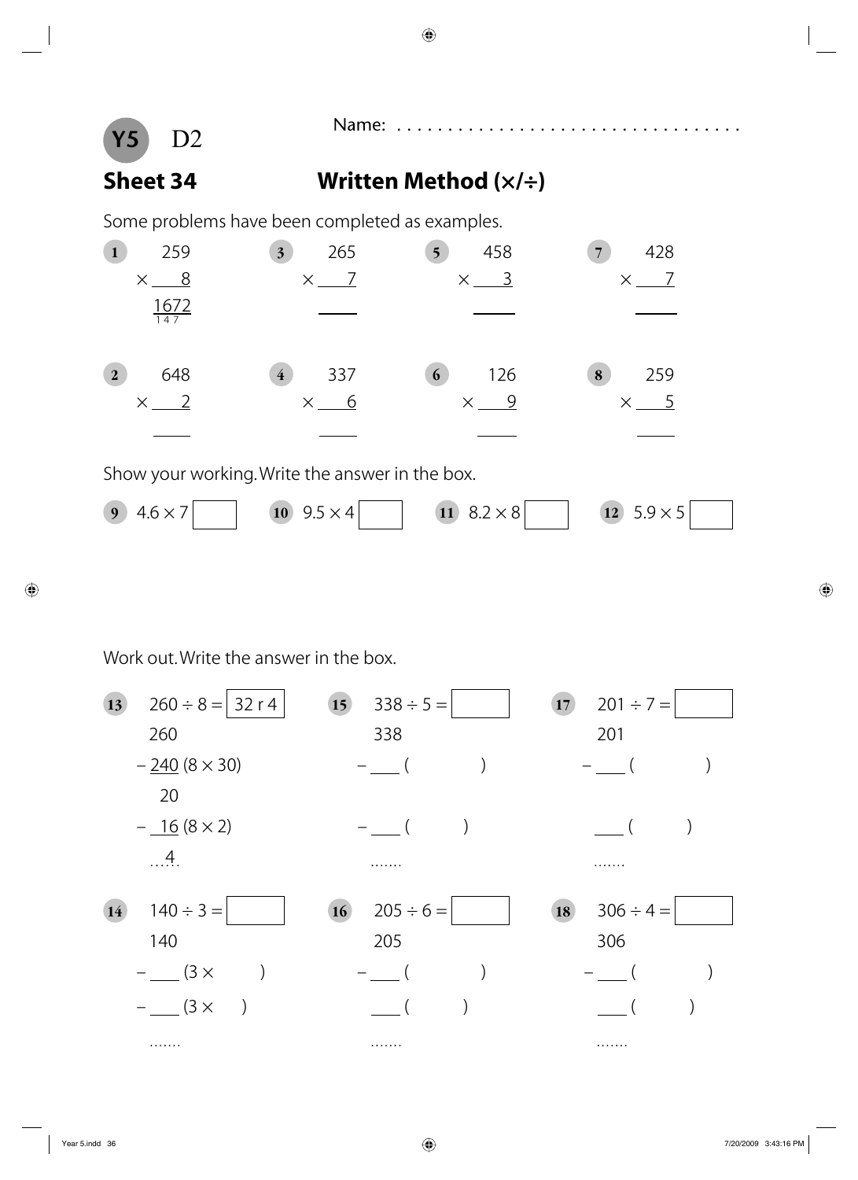**Y5** D2

Name: ..................................

## Sheet 34 Written Method (×/÷)

Some problems have been completed as examples.

**1**
```
  259
×   8
 1672
 147
```

**3**
```
  265
×   7
 ____
```

**5**
```
  458
×   3
 ____
```

**7**
```
  428
×   7
 ____
```

**2**
```
  648
×   2
 ____
```

**4**
```
  337
×   6
 ____
```

**6**
```
  126
×   9
 ____
```

**8**
```
  259
×   5
 ____
```

Show your working. Write the answer in the box.

**9** $4.6 \times 7$ ☐ **10** $9.5 \times 4$ ☐ **11** $8.2 \times 8$ ☐ **12** $5.9 \times 5$ ☐

Work out. Write the answer in the box.

**13** $260 \div 8 =$ 32 r 4

```
  260
– 240 (8 × 30)
   20
–  16 (8 × 2)
 ...4.
```

**15** $338 \div 5 =$ ☐

```
  338
– ___ (        )

– ___ (      )
 .......
```

**17** $201 \div 7 =$ ☐

```
  201
– ___ (        )

  ___ (      )
 .......
```

**14** $140 \div 3 =$ ☐

```
  140
– ___ (3 ×     )
– ___ (3 ×   )
 .......
```

**16** $205 \div 6 =$ ☐

```
  205
– ___ (        )
  ___ (      )
 .......
```

**18** $306 \div 4 =$ ☐

```
  306
– ___ (        )
  ___ (      )
 .......
```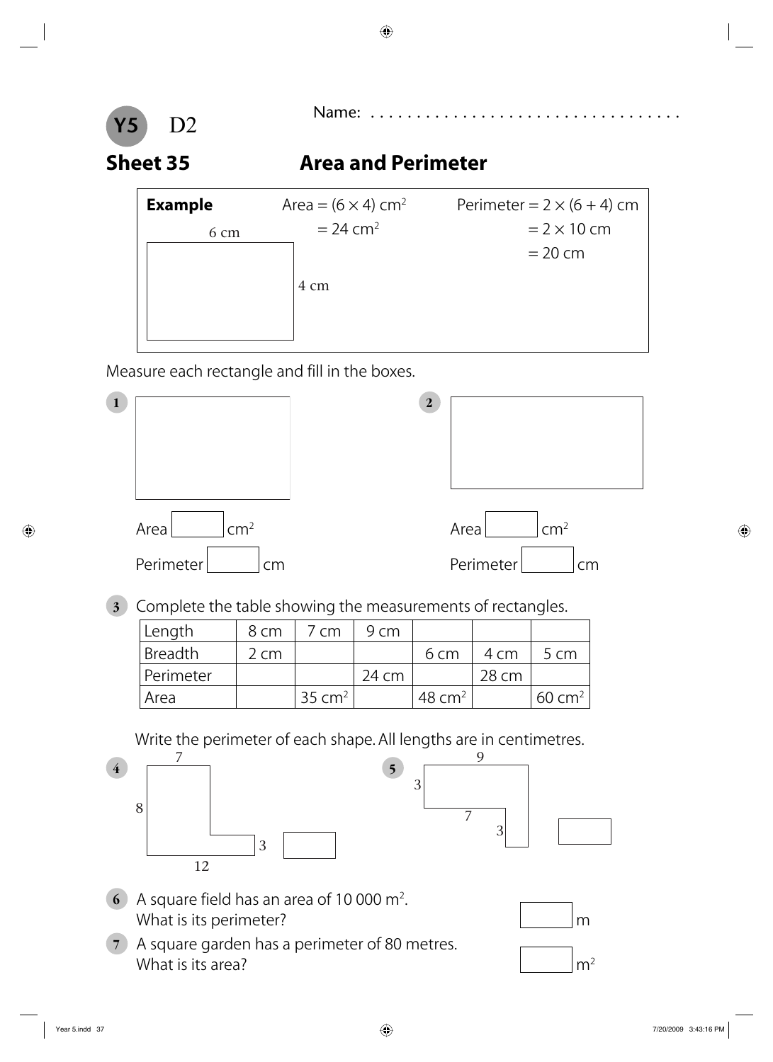**Y5** D2

Name: . . . . . . . . . . . . . . . . . . . . . . . . . . . . . . . . . .

## Sheet 35 Area and Perimeter

**Example**

6 cm, 4 cm

Area = $(6 \times 4)$ cm$^2$
= 24 cm$^2$

Perimeter = $2 \times (6 + 4)$ cm
= $2 \times 10$ cm
= 20 cm

Measure each rectangle and fill in the boxes.

**1**

Area ☐ cm$^2$

Perimeter ☐ cm

**2**

Area ☐ cm$^2$

Perimeter ☐ cm

**3** Complete the table showing the measurements of rectangles.

| Length | 8 cm | 7 cm | 9 cm | | | |
|---|---|---|---|---|---|---|
| Breadth | 2 cm | | | 6 cm | 4 cm | 5 cm |
| Perimeter | | | 24 cm | | 28 cm | |
| Area | | 35 cm$^2$ | | 48 cm$^2$ | | 60 cm$^2$ |

Write the perimeter of each shape. All lengths are in centimetres.

**4** (lengths: 7, 8, 3, 12) ☐

**5** (lengths: 9, 3, 7, 3) ☐

**6** A square field has an area of 10 000 m$^2$.
What is its perimeter? ☐ m

**7** A square garden has a perimeter of 80 metres.
What is its area? ☐ m$^2$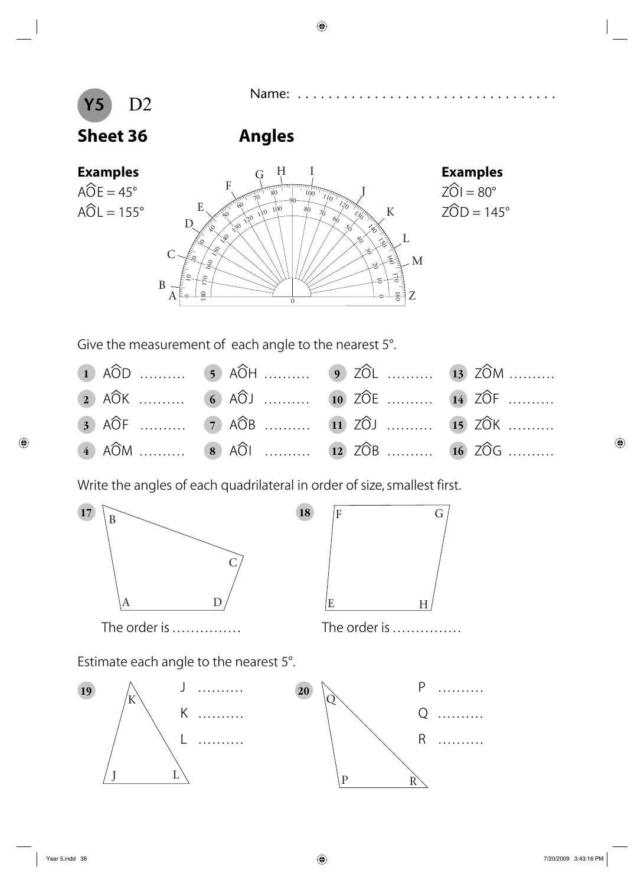**Y5** D2

Name: ...................................

## Sheet 36 — Angles

**Examples**

$\hat{AOE} = 45°$

$\hat{AOL} = 155°$

**Examples**

$\hat{ZOI} = 80°$

$\hat{ZOD} = 145°$

Give the measurement of each angle to the nearest 5°.

| | | | |
|---|---|---|---|
| **1** $\hat{AOD}$ ......... | **5** $\hat{AOH}$ ......... | **9** $\hat{ZOL}$ ......... | **13** $\hat{ZOM}$ ......... |
| **2** $\hat{AOK}$ ......... | **6** $\hat{AOJ}$ ......... | **10** $\hat{ZOE}$ ......... | **14** $\hat{ZOF}$ ......... |
| **3** $\hat{AOF}$ ......... | **7** $\hat{AOB}$ ......... | **11** $\hat{ZOJ}$ ......... | **15** $\hat{ZOK}$ ......... |
| **4** $\hat{AOM}$ ......... | **8** $\hat{AOI}$ ......... | **12** $\hat{ZOB}$ ......... | **16** $\hat{ZOG}$ ......... |

Write the angles of each quadrilateral in order of size, smallest first.

**17** The order is ..............

**18** The order is ..............

Estimate each angle to the nearest 5°.

**19**

J .........

K .........

L .........

**20**

P .........

Q .........

R .........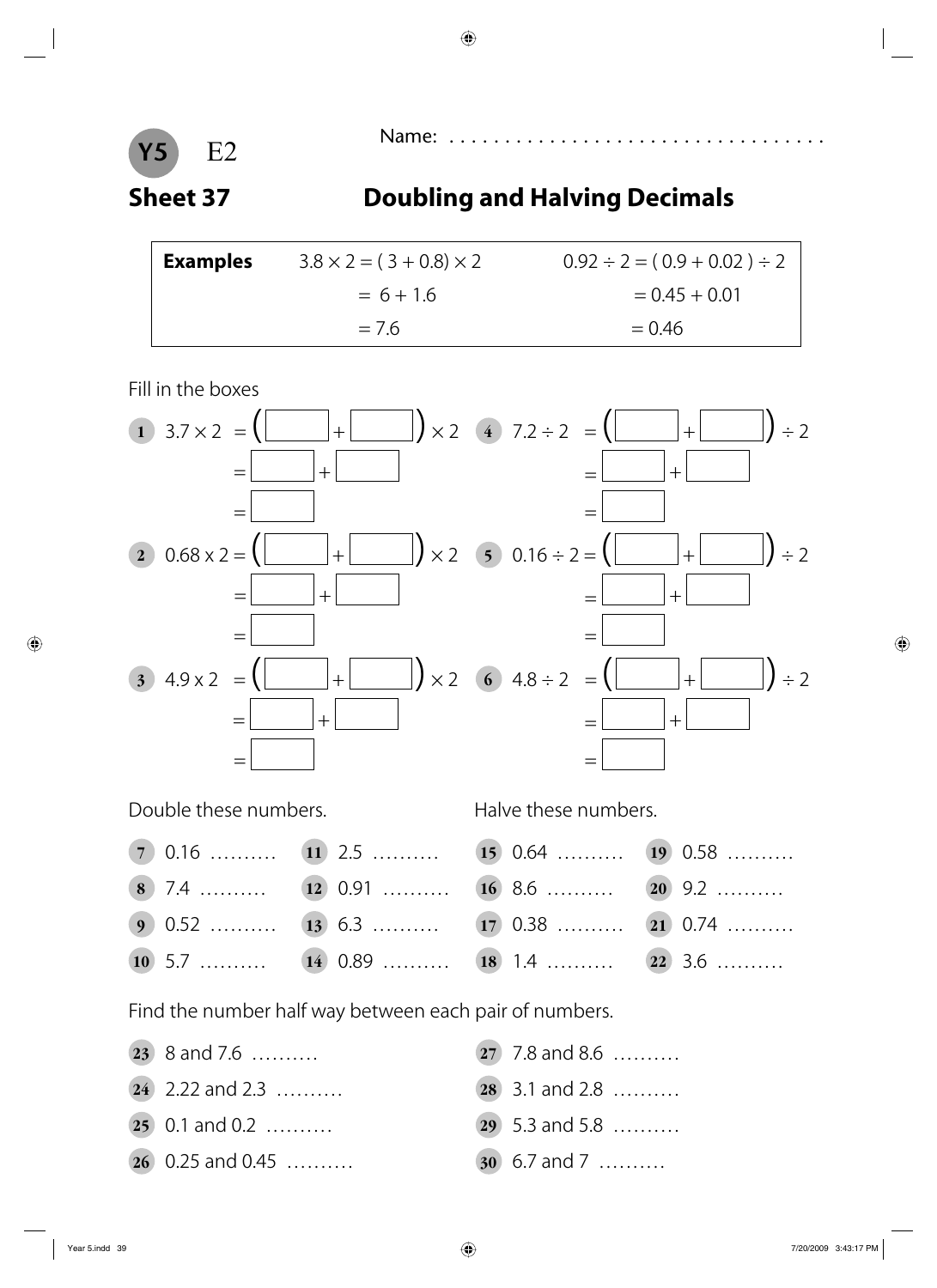**Y5** E2

Name: ...................................

## Sheet 37 — Doubling and Halving Decimals

| **Examples** | $3.8 \times 2 = (3 + 0.8) \times 2$ | $0.92 \div 2 = (0.9 + 0.02) \div 2$ |
|---|---|---|
| | $= 6 + 1.6$ | $= 0.45 + 0.01$ |
| | $= 7.6$ | $= 0.46$ |

Fill in the boxes

**1** $3.7 \times 2 = (\square + \square) \times 2$
$= \square + \square$
$= \square$

**2** $0.68 \times 2 = (\square + \square) \times 2$
$= \square + \square$
$= \square$

**3** $4.9 \times 2 = (\square + \square) \times 2$
$= \square + \square$
$= \square$

**4** $7.2 \div 2 = (\square + \square) \div 2$
$= \square + \square$
$= \square$

**5** $0.16 \div 2 = (\square + \square) \div 2$
$= \square + \square$
$= \square$

**6** $4.8 \div 2 = (\square + \square) \div 2$
$= \square + \square$
$= \square$

Double these numbers.

**7** 0.16 ..........
**8** 7.4 ..........
**9** 0.52 ..........
**10** 5.7 ..........
**11** 2.5 ..........
**12** 0.91 ..........
**13** 6.3 ..........
**14** 0.89 ..........

Halve these numbers.

**15** 0.64 ..........
**16** 8.6 ..........
**17** 0.38 ..........
**18** 1.4 ..........
**19** 0.58 ..........
**20** 9.2 ..........
**21** 0.74 ..........
**22** 3.6 ..........

Find the number half way between each pair of numbers.

**23** 8 and 7.6 ..........
**24** 2.22 and 2.3 ..........
**25** 0.1 and 0.2 ..........
**26** 0.25 and 0.45 ..........
**27** 7.8 and 8.6 ..........
**28** 3.1 and 2.8 ..........
**29** 5.3 and 5.8 ..........
**30** 6.7 and 7 ..........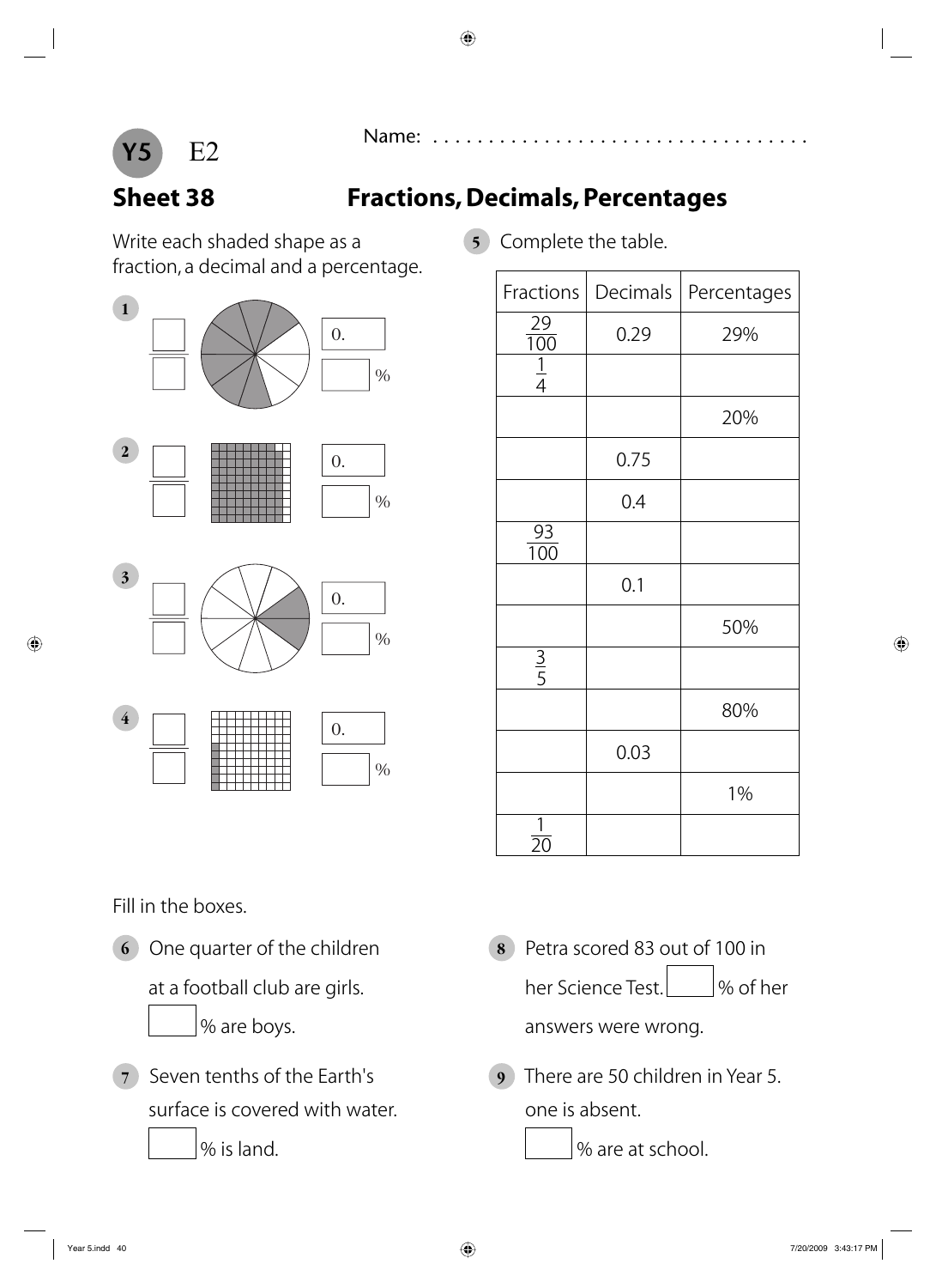**Y5** E2

Name: . . . . . . . . . . . . . . . . . . . . . . . . . . . . . . . . . .

## Sheet 38 Fractions, Decimals, Percentages

Write each shaded shape as a fraction, a decimal and a percentage.

**1** $\frac{\square}{\square}$ 0.☐ ☐%

**2** $\frac{\square}{\square}$ 0.☐ ☐%

**3** $\frac{\square}{\square}$ 0.☐ ☐%

**4** $\frac{\square}{\square}$ 0.☐ ☐%

**5** Complete the table.

| Fractions | Decimals | Percentages |
|---|---|---|
| $\frac{29}{100}$ | 0.29 | 29% |
| $\frac{1}{4}$ | | |
| | | 20% |
| | 0.75 | |
| | 0.4 | |
| $\frac{93}{100}$ | | |
| | 0.1 | |
| | | 50% |
| $\frac{3}{5}$ | | |
| | | 80% |
| | 0.03 | |
| | | 1% |
| $\frac{1}{20}$ | | |

Fill in the boxes.

**6** One quarter of the children at a football club are girls.
☐ % are boys.

**7** Seven tenths of the Earth's surface is covered with water.
☐ % is land.

**8** Petra scored 83 out of 100 in her Science Test. ☐ % of her answers were wrong.

**9** There are 50 children in Year 5. one is absent.
☐ % are at school.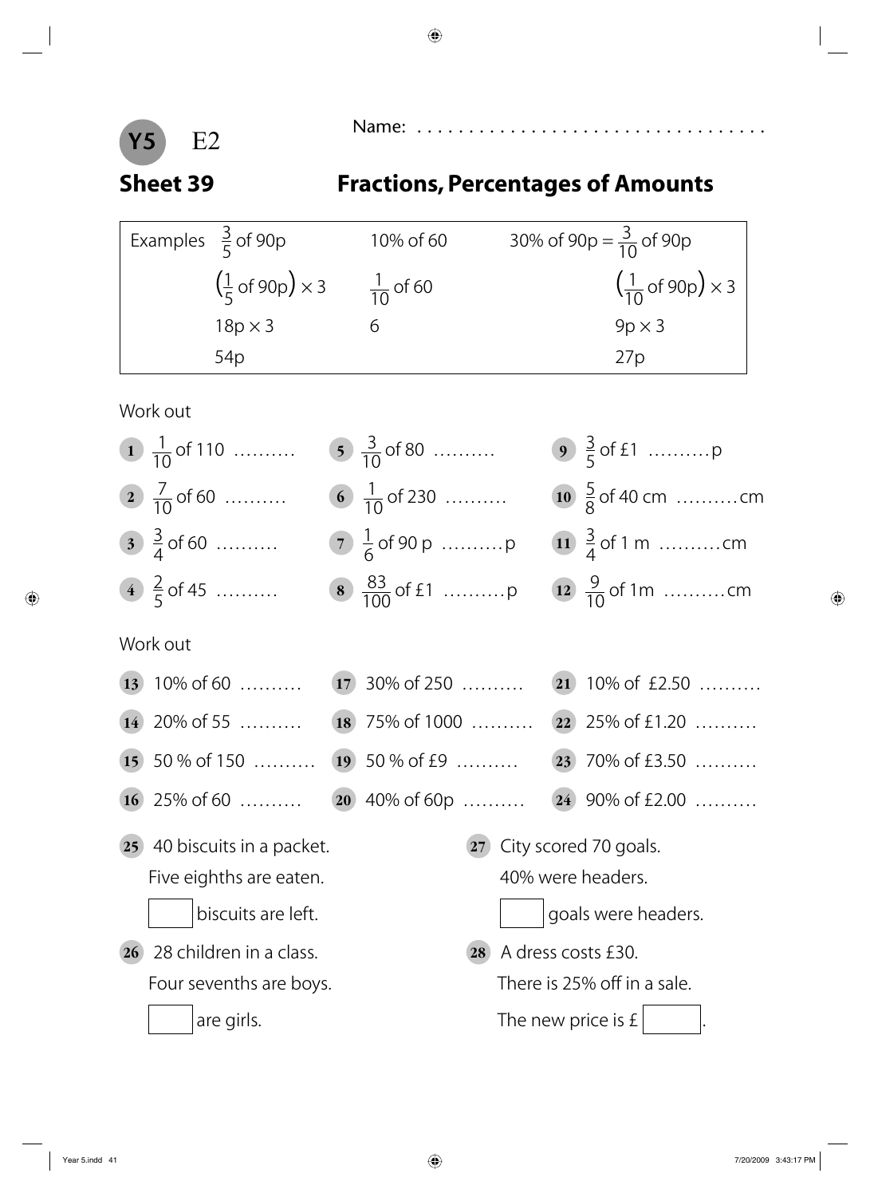**Y5** E2

Name: . . . . . . . . . . . . . . . . . . . . . . . . . . . . . . . . . .

## Sheet 39 Fractions, Percentages of Amounts

| Examples | | |
|---|---|---|
| $\frac{3}{5}$ of 90p | 10% of 60 | 30% of 90p = $\frac{3}{10}$ of 90p |
| $\left(\frac{1}{5}\text{ of }90\text{p}\right) \times 3$ | $\frac{1}{10}$ of 60 | $\left(\frac{1}{10}\text{ of }90\text{p}\right) \times 3$ |
| 18p × 3 | 6 | 9p × 3 |
| 54p | | 27p |

Work out

1. $\frac{1}{10}$ of 110 ..........
2. $\frac{7}{10}$ of 60 ..........
3. $\frac{3}{4}$ of 60 ..........
4. $\frac{2}{5}$ of 45 ..........
5. $\frac{3}{10}$ of 80 ..........
6. $\frac{1}{10}$ of 230 ..........
7. $\frac{1}{6}$ of 90 p ..........p
8. $\frac{83}{100}$ of £1 ..........p
9. $\frac{3}{5}$ of £1 ..........p
10. $\frac{5}{8}$ of 40 cm ..........cm
11. $\frac{3}{4}$ of 1 m ..........cm
12. $\frac{9}{10}$ of 1m ..........cm

Work out

13. 10% of 60 ..........
14. 20% of 55 ..........
15. 50 % of 150 ..........
16. 25% of 60 ..........
17. 30% of 250 ..........
18. 75% of 1000 ..........
19. 50 % of £9 ..........
20. 40% of 60p ..........
21. 10% of £2.50 ..........
22. 25% of £1.20 ..........
23. 70% of £3.50 ..........
24. 90% of £2.00 ..........

25. 40 biscuits in a packet.
    Five eighths are eaten.
    ☐ biscuits are left.

26. 28 children in a class.
    Four sevenths are boys.
    ☐ are girls.

27. City scored 70 goals.
    40% were headers.
    ☐ goals were headers.

28. A dress costs £30.
    There is 25% off in a sale.
    The new price is £ ☐.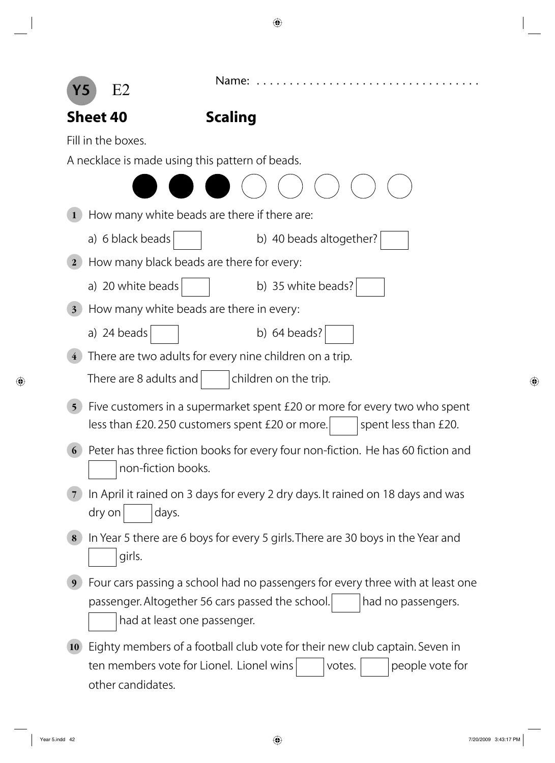**Y5** E2

Name: . . . . . . . . . . . . . . . . . . . . . . . . . . . . . . . . . .

## Sheet 40 Scaling

Fill in the boxes.

A necklace is made using this pattern of beads.

● ● ● ○ ○ ○ ○ ○

1. How many white beads are there if there are:

   a) 6 black beads ☐ b) 40 beads altogether? ☐

2. How many black beads are there for every:

   a) 20 white beads ☐ b) 35 white beads? ☐

3. How many white beads are there in every:

   a) 24 beads ☐ b) 64 beads? ☐

4. There are two adults for every nine children on a trip.

   There are 8 adults and ☐ children on the trip.

5. Five customers in a supermarket spent £20 or more for every two who spent less than £20. 250 customers spent £20 or more. ☐ spent less than £20.

6. Peter has three fiction books for every four non-fiction. He has 60 fiction and ☐ non-fiction books.

7. In April it rained on 3 days for every 2 dry days. It rained on 18 days and was dry on ☐ days.

8. In Year 5 there are 6 boys for every 5 girls. There are 30 boys in the Year and ☐ girls.

9. Four cars passing a school had no passengers for every three with at least one passenger. Altogether 56 cars passed the school. ☐ had no passengers. ☐ had at least one passenger.

10. Eighty members of a football club vote for their new club captain. Seven in ten members vote for Lionel. Lionel wins ☐ votes. ☐ people vote for other candidates.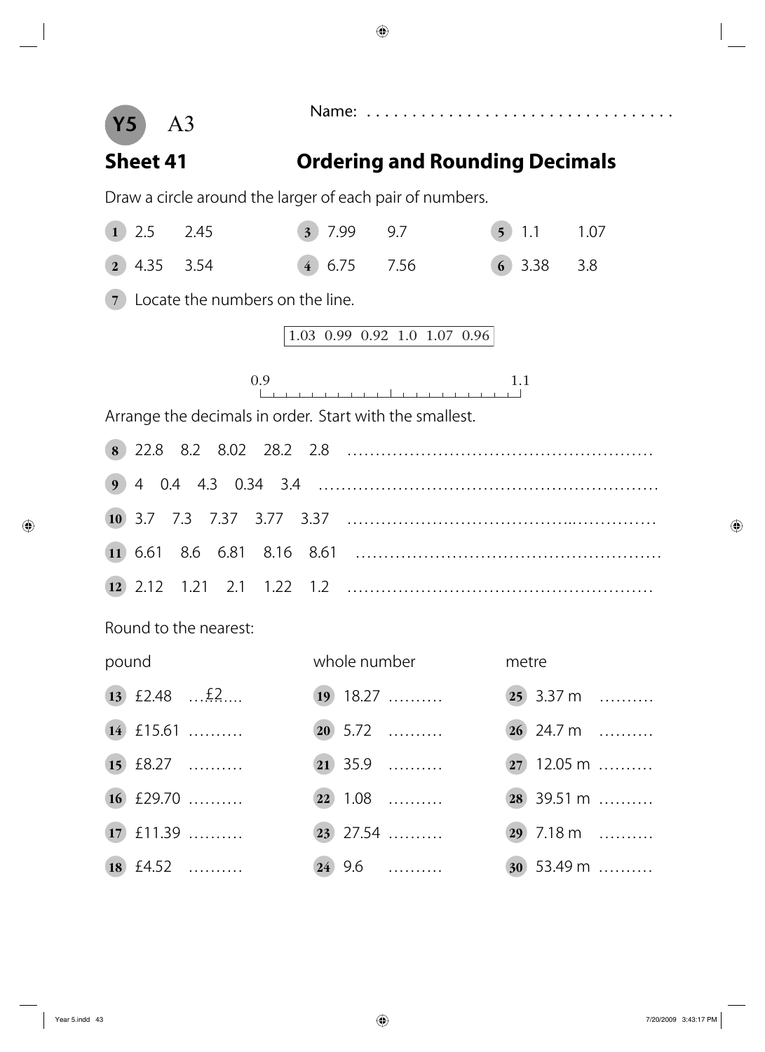**Y5** A3

Name: . . . . . . . . . . . . . . . . . . . . . . . . . . . . . . . . . .

## Sheet 41 — Ordering and Rounding Decimals

Draw a circle around the larger of each pair of numbers.

| | | | | | | | |
|---|---|---|---|---|---|---|---|
| **1** | 2.5 &nbsp;&nbsp; 2.45 | **3** | 7.99 &nbsp;&nbsp; 9.7 | **5** | 1.1 &nbsp;&nbsp; 1.07 | | |
| **2** | 4.35 &nbsp;&nbsp; 3.54 | **4** | 6.75 &nbsp;&nbsp; 7.56 | **6** | 3.38 &nbsp;&nbsp; 3.8 | | |

**7** Locate the numbers on the line.

1.03 &nbsp; 0.99 &nbsp; 0.92 &nbsp; 1.0 &nbsp; 1.07 &nbsp; 0.96

0.9 |⎯⎯⎯⎯⎯⎯⎯⎯⎯⎯⎯⎯⎯⎯⎯⎯⎯⎯⎯⎯| 1.1

Arrange the decimals in order. Start with the smallest.

**8** 22.8 &nbsp; 8.2 &nbsp; 8.02 &nbsp; 28.2 &nbsp; 2.8 . . . . . . . . . . . . . . . . . . . . . . . . . . . . . . . . . . . . . . . . . . . . .

**9** 4 &nbsp; 0.4 &nbsp; 4.3 &nbsp; 0.34 &nbsp; 3.4 . . . . . . . . . . . . . . . . . . . . . . . . . . . . . . . . . . . . . . . . . . . . . . . . . .

**10** 3.7 &nbsp; 7.3 &nbsp; 7.37 &nbsp; 3.77 &nbsp; 3.37 . . . . . . . . . . . . . . . . . . . . . . . . . . . . . . . . . . . . . . . . . . . . . .

**11** 6.61 &nbsp; 8.6 &nbsp; 6.81 &nbsp; 8.16 &nbsp; 8.61 . . . . . . . . . . . . . . . . . . . . . . . . . . . . . . . . . . . . . . . . . . . . . .

**12** 2.12 &nbsp; 1.21 &nbsp; 2.1 &nbsp; 1.22 &nbsp; 1.2 . . . . . . . . . . . . . . . . . . . . . . . . . . . . . . . . . . . . . . . . . . . . .

Round to the nearest:

| pound | | whole number | | metre | |
|---|---|---|---|---|---|
| **13** £2.48 | ...£2.... | **19** 18.27 | .......... | **25** 3.37 m | .......... |
| **14** £15.61 | .......... | **20** 5.72 | .......... | **26** 24.7 m | .......... |
| **15** £8.27 | .......... | **21** 35.9 | .......... | **27** 12.05 m | .......... |
| **16** £29.70 | .......... | **22** 1.08 | .......... | **28** 39.51 m | .......... |
| **17** £11.39 | .......... | **23** 27.54 | .......... | **29** 7.18 m | .......... |
| **18** £4.52 | .......... | **24** 9.6 | .......... | **30** 53.49 m | .......... |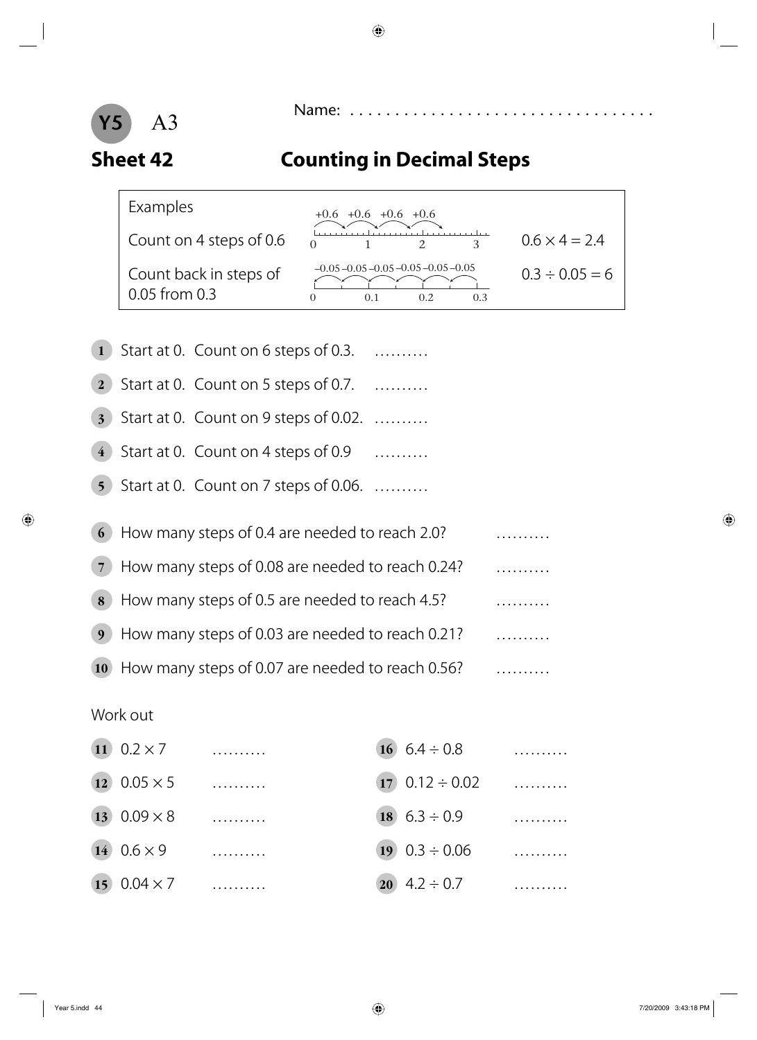Y5 A3

Name: ..................................

## Sheet 42 Counting in Decimal Steps

| Examples | | |
|---|---|---|
| Count on 4 steps of 0.6 | +0.6 +0.6 +0.6 +0.6 (number line 0 to 3) | $0.6 \times 4 = 2.4$ |
| Count back in steps of 0.05 from 0.3 | –0.05 –0.05 –0.05 –0.05 –0.05 –0.05 (number line 0 to 0.3) | $0.3 \div 0.05 = 6$ |

1. Start at 0. Count on 6 steps of 0.3. ..........
2. Start at 0. Count on 5 steps of 0.7. ..........
3. Start at 0. Count on 9 steps of 0.02. ..........
4. Start at 0. Count on 4 steps of 0.9 ..........
5. Start at 0. Count on 7 steps of 0.06. ..........

6. How many steps of 0.4 are needed to reach 2.0? ..........
7. How many steps of 0.08 are needed to reach 0.24? ..........
8. How many steps of 0.5 are needed to reach 4.5? ..........
9. How many steps of 0.03 are needed to reach 0.21? ..........
10. How many steps of 0.07 are needed to reach 0.56? ..........

Work out

11. $0.2 \times 7$ ..........
12. $0.05 \times 5$ ..........
13. $0.09 \times 8$ ..........
14. $0.6 \times 9$ ..........
15. $0.04 \times 7$ ..........
16. $6.4 \div 0.8$ ..........
17. $0.12 \div 0.02$ ..........
18. $6.3 \div 0.9$ ..........
19. $0.3 \div 0.06$ ..........
20. $4.2 \div 0.7$ ..........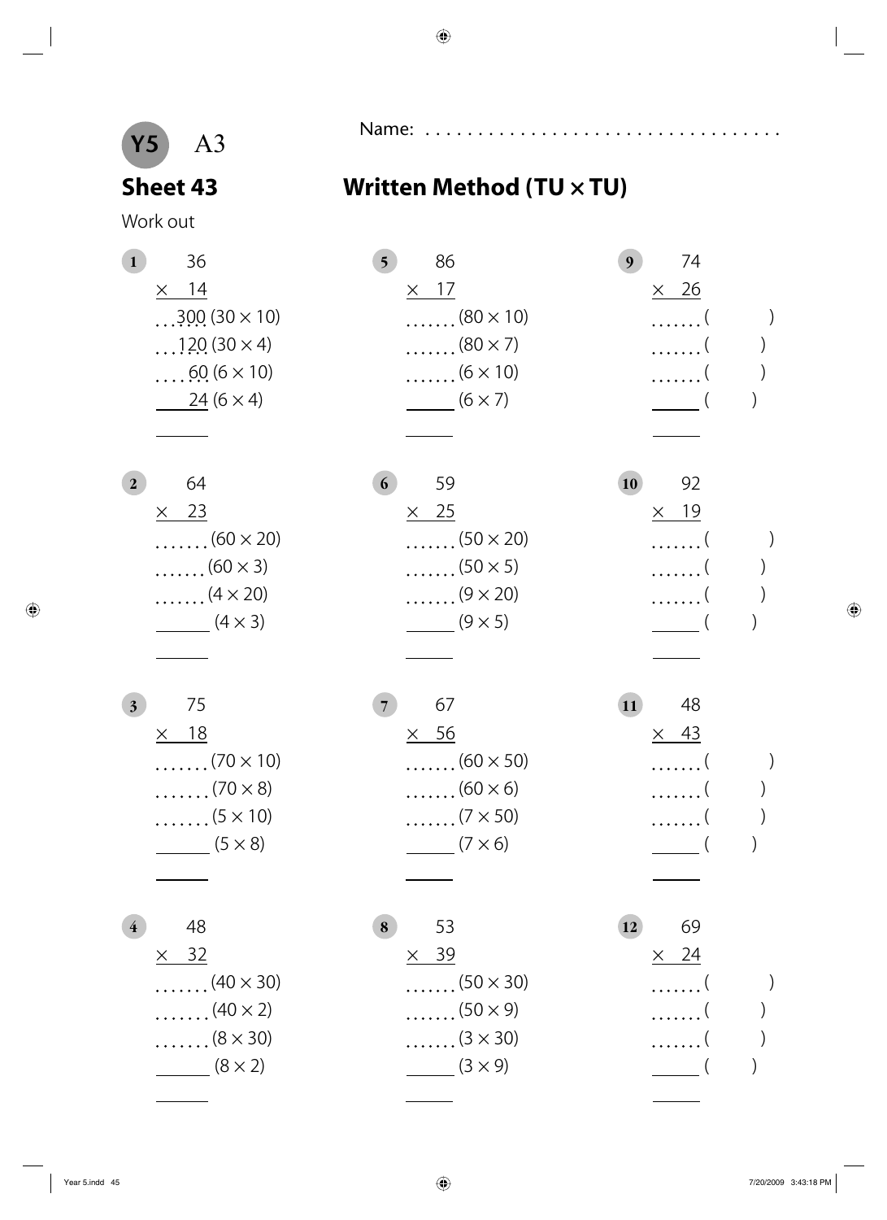Y5 A3

Name: ..................................

## Sheet 43

## Written Method (TU × TU)

Work out

**1**

```
    36
×   14
  300 (30 × 10)
  120 (30 × 4)
   60 (6 × 10)
   24 (6 × 4)
______
```

**2**

```
    64
×   23
...... (60 × 20)
...... (60 × 3)
...... (4 × 20)
______ (4 × 3)
______
```

**3**

```
    75
×   18
...... (70 × 10)
...... (70 × 8)
...... (5 × 10)
______ (5 × 8)
______
```

**4**

```
    48
×   32
...... (40 × 30)
...... (40 × 2)
...... (8 × 30)
______ (8 × 2)
______
```

**5**

```
    86
×   17
...... (80 × 10)
...... (80 × 7)
...... (6 × 10)
______ (6 × 7)
______
```

**6**

```
    59
×   25
...... (50 × 20)
...... (50 × 5)
...... (9 × 20)
______ (9 × 5)
______
```

**7**

```
    67
×   56
...... (60 × 50)
...... (60 × 6)
...... (7 × 50)
______ (7 × 6)
______
```

**8**

```
    53
×   39
...... (50 × 30)
...... (50 × 9)
...... (3 × 30)
______ (3 × 9)
______
```

**9**

```
    74
×   26
...... (        )
...... (        )
...... (        )
______ (        )
______
```

**10**

```
    92
×   19
...... (        )
...... (        )
...... (        )
______ (        )
______
```

**11**

```
    48
×   43
...... (        )
...... (        )
...... (        )
______ (        )
______
```

**12**

```
    69
×   24
...... (        )
...... (        )
...... (        )
______ (        )
______
```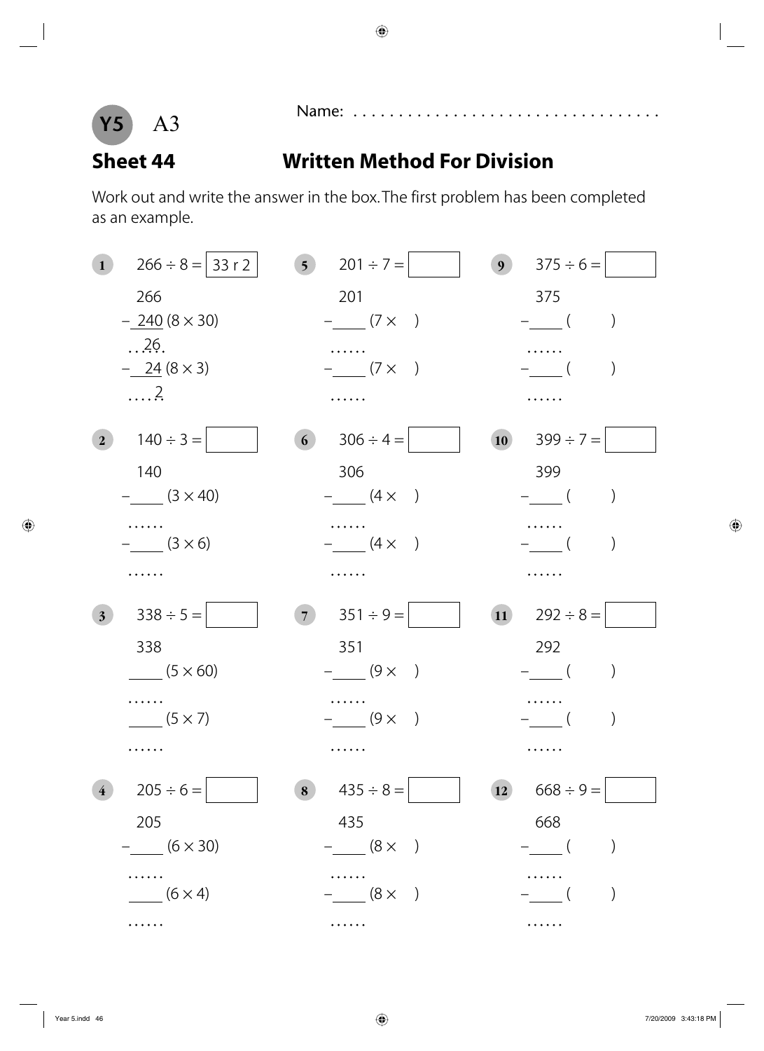Y5 A3

Name: ....................................

## Sheet 44 Written Method For Division

Work out and write the answer in the box. The first problem has been completed as an example.

**1** $266 \div 8 =$ 33 r 2

```
  266
– 240 (8 × 30)
   26
–  24 (8 × 3)
    2
```

**2** $140 \div 3 =$ ____

```
  140
– ____ (3 × 40)
  ......
– ____ (3 × 6)
  ......
```

**3** $338 \div 5 =$ ____

```
  338
  ____ (5 × 60)
  ......
  ____ (5 × 7)
  ......
```

**4** $205 \div 6 =$ ____

```
  205
– ____ (6 × 30)
  ......
  ____ (6 × 4)
  ......
```

**5** $201 \div 7 =$ ____

```
  201
– ____ (7 ×   )
  ......
– ____ (7 ×   )
  ......
```

**6** $306 \div 4 =$ ____

```
  306
– ____ (4 ×   )
  ......
– ____ (4 ×   )
  ......
```

**7** $351 \div 9 =$ ____

```
  351
– ____ (9 ×   )
  ......
– ____ (9 ×   )
  ......
```

**8** $435 \div 8 =$ ____

```
  435
– ____ (8 ×   )
  ......
– ____ (8 ×   )
  ......
```

**9** $375 \div 6 =$ ____

```
  375
– ____ (      )
  ......
– ____ (      )
  ......
```

**10** $399 \div 7 =$ ____

```
  399
– ____ (      )
  ......
– ____ (      )
  ......
```

**11** $292 \div 8 =$ ____

```
  292
– ____ (      )
  ......
– ____ (      )
  ......
```

**12** $668 \div 9 =$ ____

```
  668
– ____ (      )
  ......
– ____ (      )
  ......
```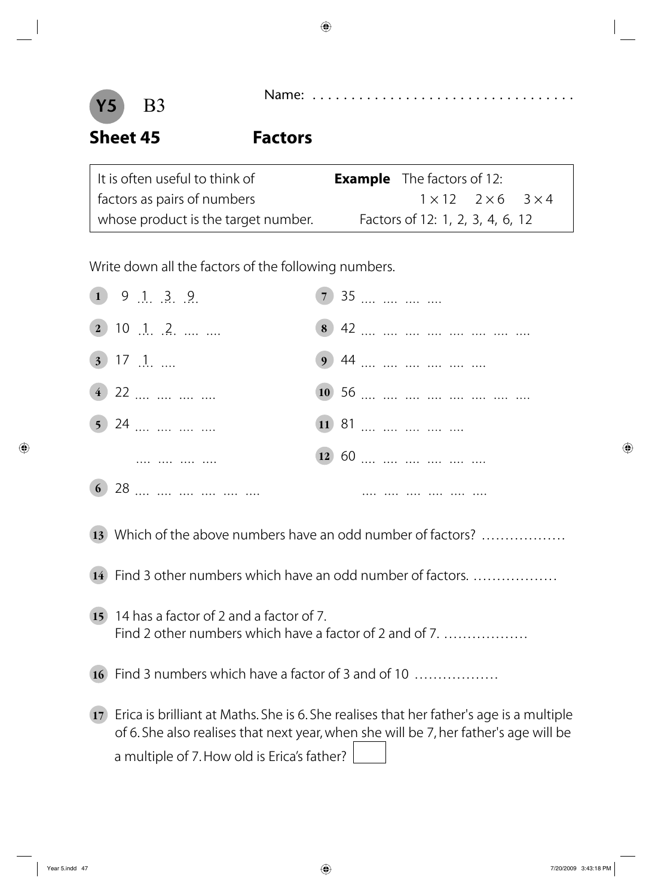**Y5** B3

Name: ..................................

## Sheet 45 Factors

| It is often useful to think of factors as pairs of numbers whose product is the target number. | **Example** The factors of 12: $1 \times 12$ $2 \times 6$ $3 \times 4$ Factors of 12: 1, 2, 3, 4, 6, 12 |
|---|---|

Write down all the factors of the following numbers.

1. 9 1 3 9
2. 10 1 2 .... ....
3. 17 1 ....
4. 22 .... .... .... ....
5. 24 .... .... .... .... .... .... .... ....
6. 28 .... .... .... .... .... ....
7. 35 .... .... .... ....
8. 42 .... .... .... .... .... .... .... ....
9. 44 .... .... .... .... .... ....
10. 56 .... .... .... .... .... .... .... ....
11. 81 .... .... .... .... ....
12. 60 .... .... .... .... .... .... .... .... .... .... .... ....
13. Which of the above numbers have an odd number of factors? ..................
14. Find 3 other numbers which have an odd number of factors. ..................
15. 14 has a factor of 2 and a factor of 7.
    Find 2 other numbers which have a factor of 2 and of 7. ..................
16. Find 3 numbers which have a factor of 3 and of 10 ..................
17. Erica is brilliant at Maths. She is 6. She realises that her father's age is a multiple of 6. She also realises that next year, when she will be 7, her father's age will be a multiple of 7. How old is Erica's father? [ ]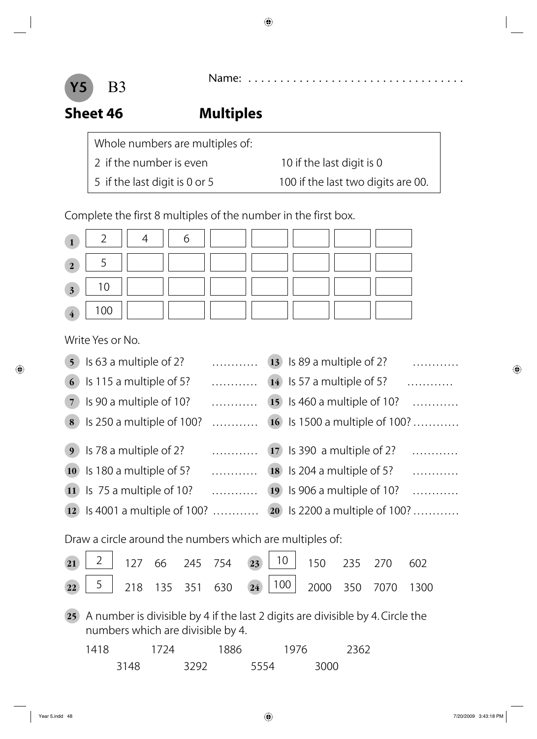**Y5** B3

Name: ....................................

## Sheet 46 — Multiples

| Whole numbers are multiples of: | |
|---|---|
| 2 if the number is even | 10 if the last digit is 0 |
| 5 if the last digit is 0 or 5 | 100 if the last two digits are 00. |

Complete the first 8 multiples of the number in the first box.

| | | | | | | | | |
|---|---|---|---|---|---|---|---|---|
| **1** | 2 | 4 | 6 | | | | | |
| **2** | 5 | | | | | | | |
| **3** | 10 | | | | | | | |
| **4** | 100 | | | | | | | |

Write Yes or No.

**5** Is 63 a multiple of 2? ...........

**6** Is 115 a multiple of 5? ...........

**7** Is 90 a multiple of 10? ...........

**8** Is 250 a multiple of 100? ...........

**9** Is 78 a multiple of 2? ...........

**10** Is 180 a multiple of 5? ...........

**11** Is 75 a multiple of 10? ...........

**12** Is 4001 a multiple of 100? ...........

**13** Is 89 a multiple of 2? ...........

**14** Is 57 a multiple of 5? ...........

**15** Is 460 a multiple of 10? ...........

**16** Is 1500 a multiple of 100? ...........

**17** Is 390 a multiple of 2? ...........

**18** Is 204 a multiple of 5? ...........

**19** Is 906 a multiple of 10? ...........

**20** Is 2200 a multiple of 100? ...........

Draw a circle around the numbers which are multiples of:

**21** [2] 127 66 245 754

**22** [5] 218 135 351 630

**23** [10] 150 235 270 602

**24** [100] 2000 350 7070 1300

**25** A number is divisible by 4 if the last 2 digits are divisible by 4. Circle the numbers which are divisible by 4.

1418 1724 1886 1976 2362

3148 3292 5554 3000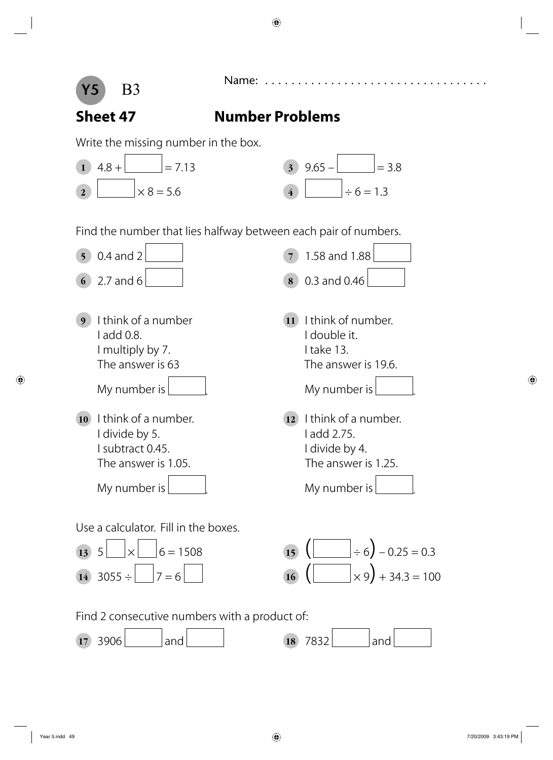**Y5** B3

Name: ..................................

## Sheet 47 — Number Problems

Write the missing number in the box.

1. $4.8 + \square = 7.13$
2. $\square \times 8 = 5.6$
3. $9.65 - \square = 3.8$
4. $\square \div 6 = 1.3$

Find the number that lies halfway between each pair of numbers.

5. 0.4 and 2 $\square$
6. 2.7 and 6 $\square$
7. 1.58 and 1.88 $\square$
8. 0.3 and 0.46 $\square$

9. I think of a number  
   I add 0.8.  
   I multiply by 7.  
   The answer is 63  
   My number is $\square$.

10. I think of a number.  
    I divide by 5.  
    I subtract 0.45.  
    The answer is 1.05.  
    My number is $\square$.

11. I think of number.  
    I double it.  
    I take 13.  
    The answer is 19.6.  
    My number is $\square$.

12. I think of a number.  
    I add 2.75.  
    I divide by 4.  
    The answer is 1.25.  
    My number is $\square$.

Use a calculator. Fill in the boxes.

13. $5\square \times \square 6 = 1508$
14. $3055 \div \square 7 = 6\square$
15. $(\square \div 6) - 0.25 = 0.3$
16. $(\square \times 9) + 34.3 = 100$

Find 2 consecutive numbers with a product of:

17. 3906 $\square$ and $\square$
18. 7832 $\square$ and $\square$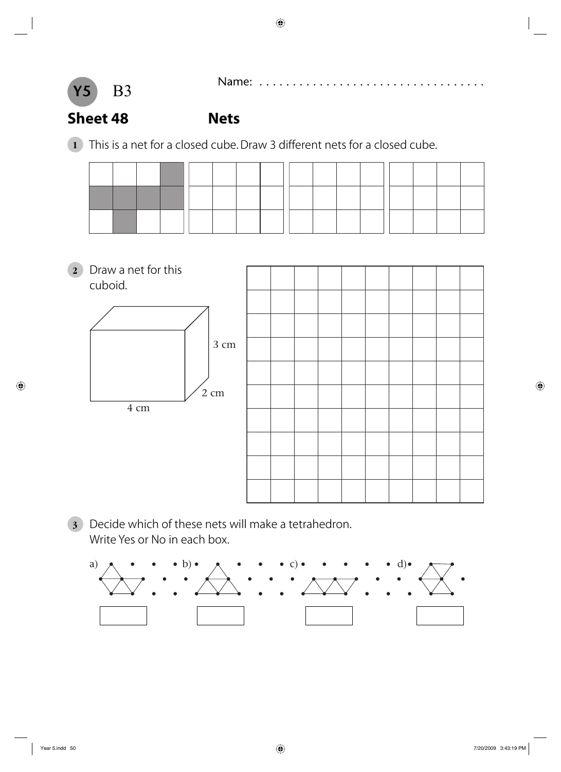Y5 B3

Name: . . . . . . . . . . . . . . . . . . . . . . . . . . . . . . . . .

## Sheet 48 Nets

**1** This is a net for a closed cube. Draw 3 different nets for a closed cube.

**2** Draw a net for this cuboid.

3 cm

2 cm

4 cm

**3** Decide which of these nets will make a tetrahedron.
Write Yes or No in each box.

a) b) c) d)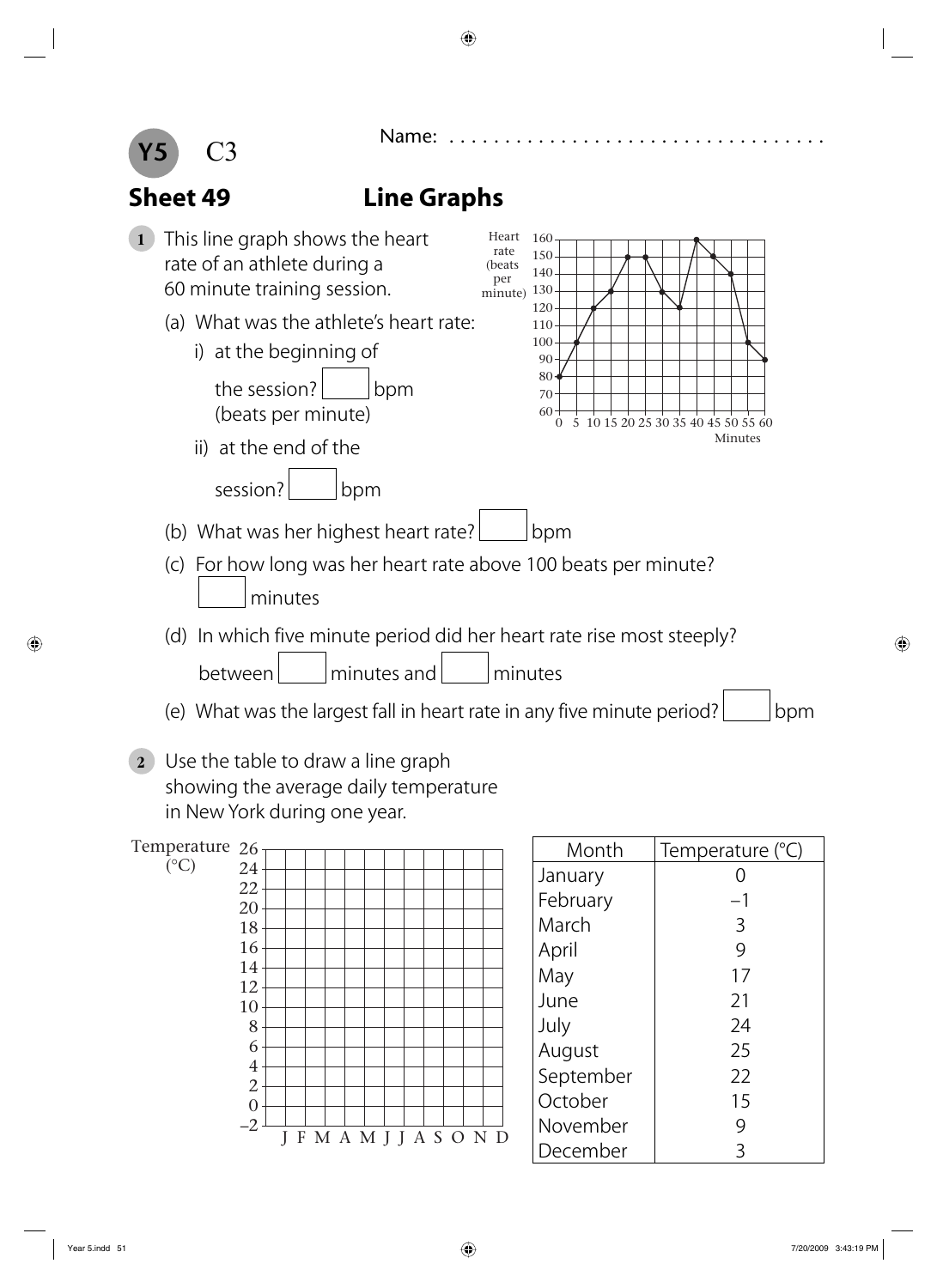**Y5** C3

Name: ...................................

## Sheet 49 Line Graphs

**1** This line graph shows the heart rate of an athlete during a 60 minute training session.

(a) What was the athlete's heart rate:

i) at the beginning of the session? ☐ bpm (beats per minute)

ii) at the end of the session? ☐ bpm

(b) What was her highest heart rate? ☐ bpm

(c) For how long was her heart rate above 100 beats per minute? ☐ minutes

(d) In which five minute period did her heart rate rise most steeply? between ☐ minutes and ☐ minutes

(e) What was the largest fall in heart rate in any five minute period? ☐ bpm

**2** Use the table to draw a line graph showing the average daily temperature in New York during one year.

| Month | Temperature (°C) |
| --- | --- |
| January | 0 |
| February | –1 |
| March | 3 |
| April | 9 |
| May | 17 |
| June | 21 |
| July | 24 |
| August | 25 |
| September | 22 |
| October | 15 |
| November | 9 |
| December | 3 |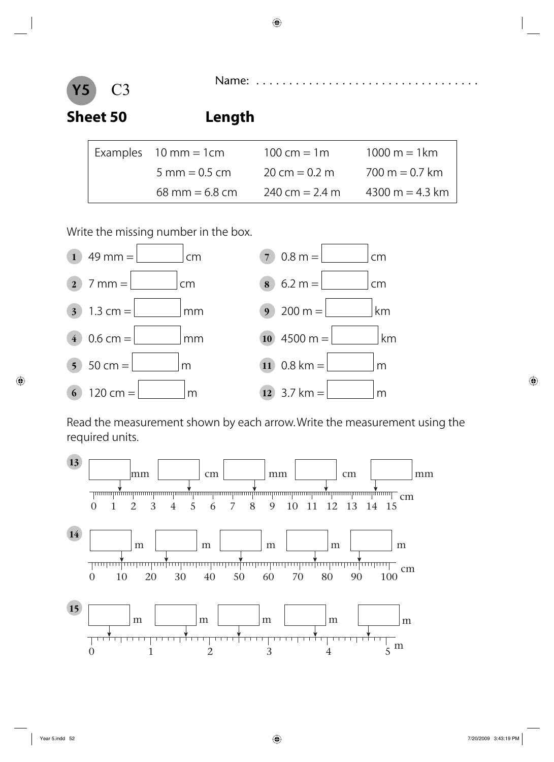**Y5** C3

Name: . . . . . . . . . . . . . . . . . . . . . . . . . . . . . . . . . .

## Sheet 50 Length

| Examples | 10 mm = 1cm | 100 cm = 1m | 1000 m = 1km |
|---|---|---|---|
| | 5 mm = 0.5 cm | 20 cm = 0.2 m | 700 m = 0.7 km |
| | 68 mm = 6.8 cm | 240 cm = 2.4 m | 4300 m = 4.3 km |

Write the missing number in the box.

1. 49 mm = ☐ cm
2. 7 mm = ☐ cm
3. 1.3 cm = ☐ mm
4. 0.6 cm = ☐ mm
5. 50 cm = ☐ m
6. 120 cm = ☐ m
7. 0.8 m = ☐ cm
8. 6.2 m = ☐ cm
9. 200 m = ☐ km
10. 4500 m = ☐ km
11. 0.8 km = ☐ m
12. 3.7 km = ☐ m

Read the measurement shown by each arrow. Write the measurement using the required units.

13. ☐ mm ☐ cm ☐ mm ☐ cm ☐ mm

0 1 2 3 4 5 6 7 8 9 10 11 12 13 14 15 cm

14. ☐ m ☐ m ☐ m ☐ m ☐ m

0 10 20 30 40 50 60 70 80 90 100 cm

15. ☐ m ☐ m ☐ m ☐ m ☐ m

0 1 2 3 4 5 m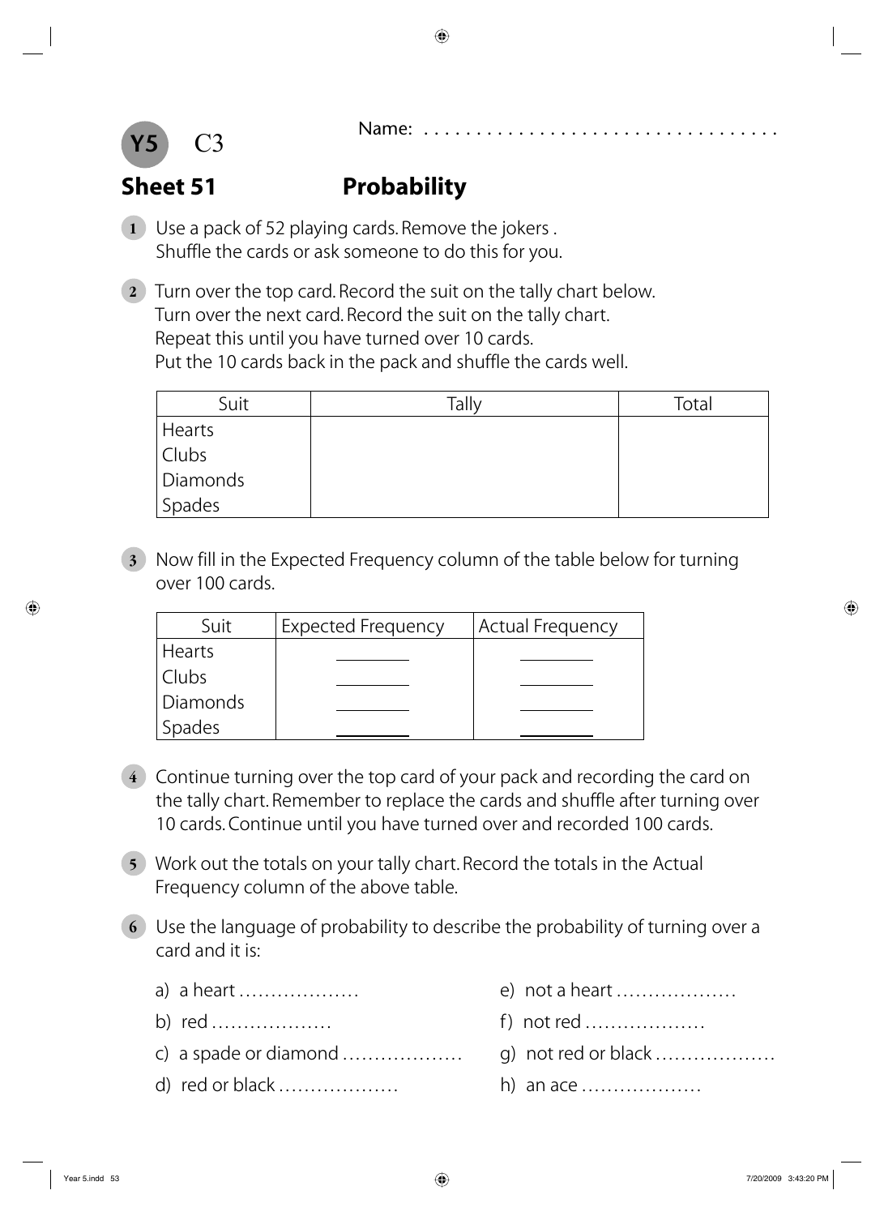Y5 C3

Name: ...................................

## Sheet 51 Probability

1. Use a pack of 52 playing cards. Remove the jokers . Shuffle the cards or ask someone to do this for you.

2. Turn over the top card. Record the suit on the tally chart below. Turn over the next card. Record the suit on the tally chart. Repeat this until you have turned over 10 cards. Put the 10 cards back in the pack and shuffle the cards well.

| Suit | Tally | Total |
| --- | --- | --- |
| Hearts | | |
| Clubs | | |
| Diamonds | | |
| Spades | | |

3. Now fill in the Expected Frequency column of the table below for turning over 100 cards.

| Suit | Expected Frequency | Actual Frequency |
| --- | --- | --- |
| Hearts | ________ | ________ |
| Clubs | ________ | ________ |
| Diamonds | ________ | ________ |
| Spades | ________ | ________ |

4. Continue turning over the top card of your pack and recording the card on the tally chart. Remember to replace the cards and shuffle after turning over 10 cards. Continue until you have turned over and recorded 100 cards.

5. Work out the totals on your tally chart. Record the totals in the Actual Frequency column of the above table.

6. Use the language of probability to describe the probability of turning over a card and it is:

   a) a heart ...................
   b) red ...................
   c) a spade or diamond ...................
   d) red or black ...................
   e) not a heart ...................
   f) not red ...................
   g) not red or black ...................
   h) an ace ...................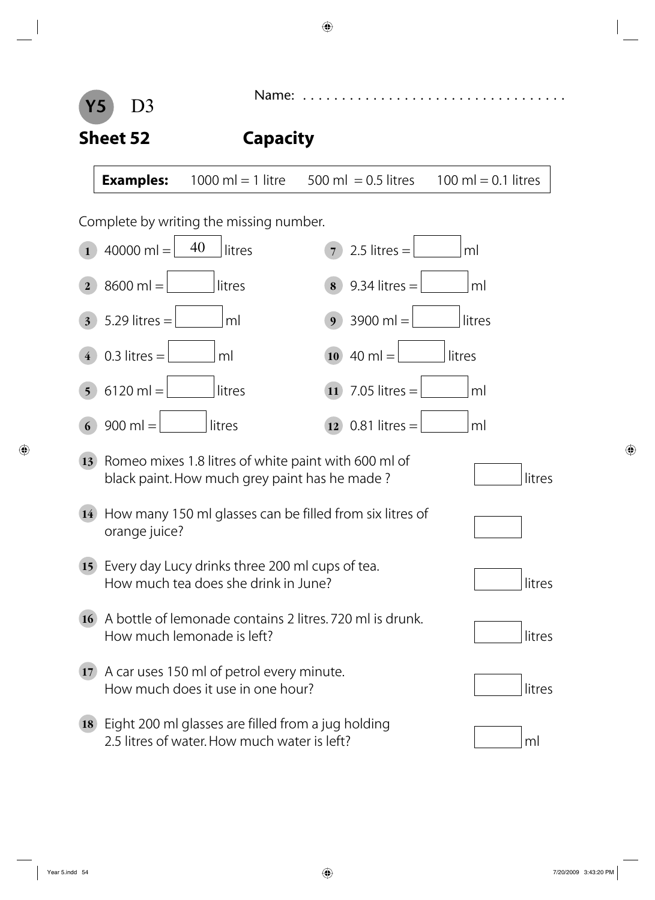**Y5** D3

Name: ...................................

## Sheet 52 Capacity

| **Examples:** | 1000 ml = 1 litre | 500 ml = 0.5 litres | 100 ml = 0.1 litres |
|---|---|---|---|

Complete by writing the missing number.

1. 40000 ml = [ 40 ] litres
2. 8600 ml = [ ] litres
3. 5.29 litres = [ ] ml
4. 0.3 litres = [ ] ml
5. 6120 ml = [ ] litres
6. 900 ml = [ ] litres
7. 2.5 litres = [ ] ml
8. 9.34 litres = [ ] ml
9. 3900 ml = [ ] litres
10. 40 ml = [ ] litres
11. 7.05 litres = [ ] ml
12. 0.81 litres = [ ] ml
13. Romeo mixes 1.8 litres of white paint with 600 ml of black paint. How much grey paint has he made ? [ ] litres
14. How many 150 ml glasses can be filled from six litres of orange juice? [ ]
15. Every day Lucy drinks three 200 ml cups of tea. How much tea does she drink in June? [ ] litres
16. A bottle of lemonade contains 2 litres. 720 ml is drunk. How much lemonade is left? [ ] litres
17. A car uses 150 ml of petrol every minute. How much does it use in one hour? [ ] litres
18. Eight 200 ml glasses are filled from a jug holding 2.5 litres of water. How much water is left? [ ] ml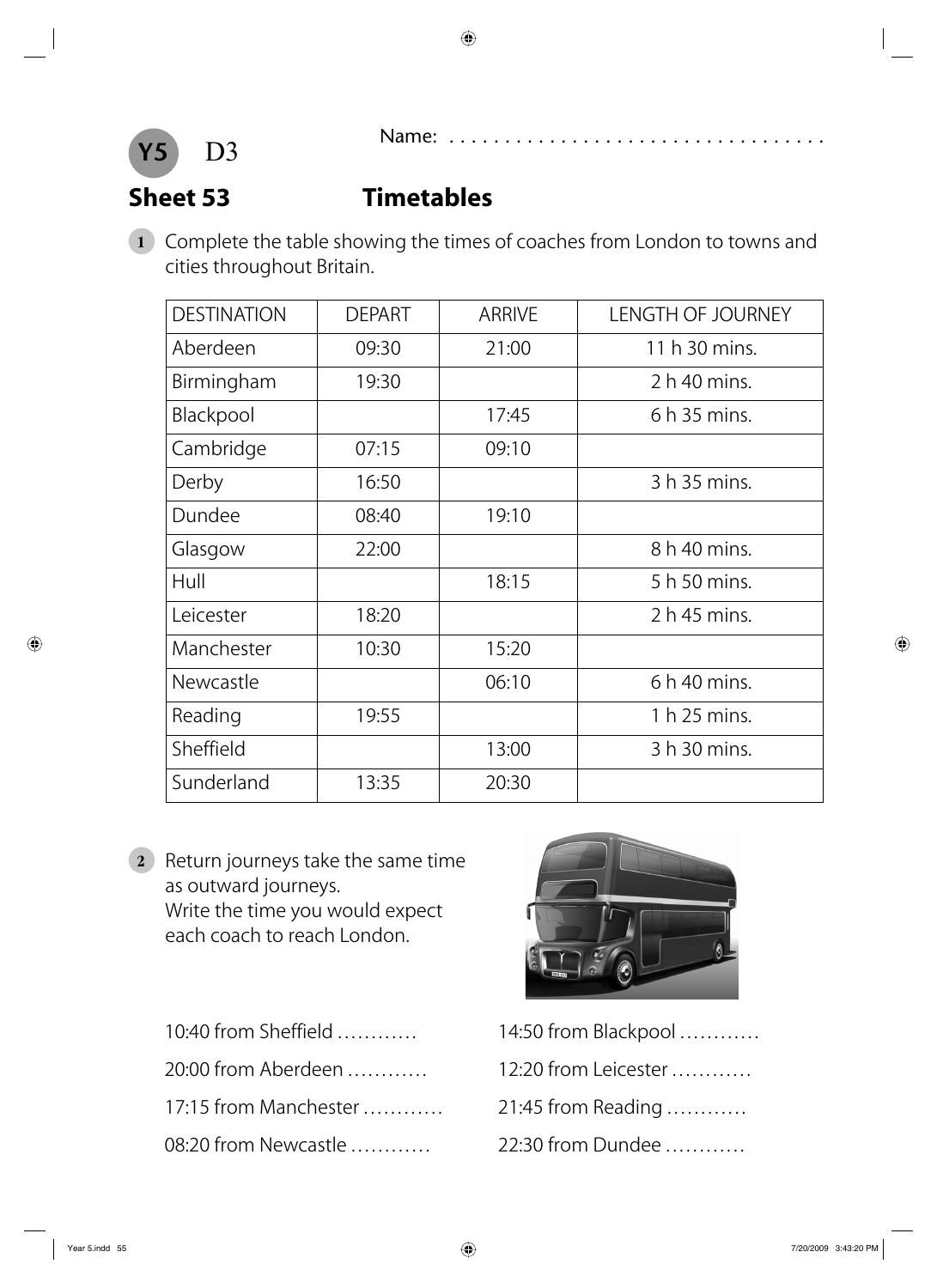Y5 D3

Name: ..................................

## Sheet 53 Timetables

**1** Complete the table showing the times of coaches from London to towns and cities throughout Britain.

| DESTINATION | DEPART | ARRIVE | LENGTH OF JOURNEY |
|---|---|---|---|
| Aberdeen | 09:30 | 21:00 | 11 h 30 mins. |
| Birmingham | 19:30 | | 2 h 40 mins. |
| Blackpool | | 17:45 | 6 h 35 mins. |
| Cambridge | 07:15 | 09:10 | |
| Derby | 16:50 | | 3 h 35 mins. |
| Dundee | 08:40 | 19:10 | |
| Glasgow | 22:00 | | 8 h 40 mins. |
| Hull | | 18:15 | 5 h 50 mins. |
| Leicester | 18:20 | | 2 h 45 mins. |
| Manchester | 10:30 | 15:20 | |
| Newcastle | | 06:10 | 6 h 40 mins. |
| Reading | 19:55 | | 1 h 25 mins. |
| Sheffield | | 13:00 | 3 h 30 mins. |
| Sunderland | 13:35 | 20:30 | |

**2** Return journeys take the same time as outward journeys. Write the time you would expect each coach to reach London.

10:40 from Sheffield ............

20:00 from Aberdeen ............

17:15 from Manchester ............

08:20 from Newcastle ............

14:50 from Blackpool ............

12:20 from Leicester ............

21:45 from Reading ............

22:30 from Dundee ............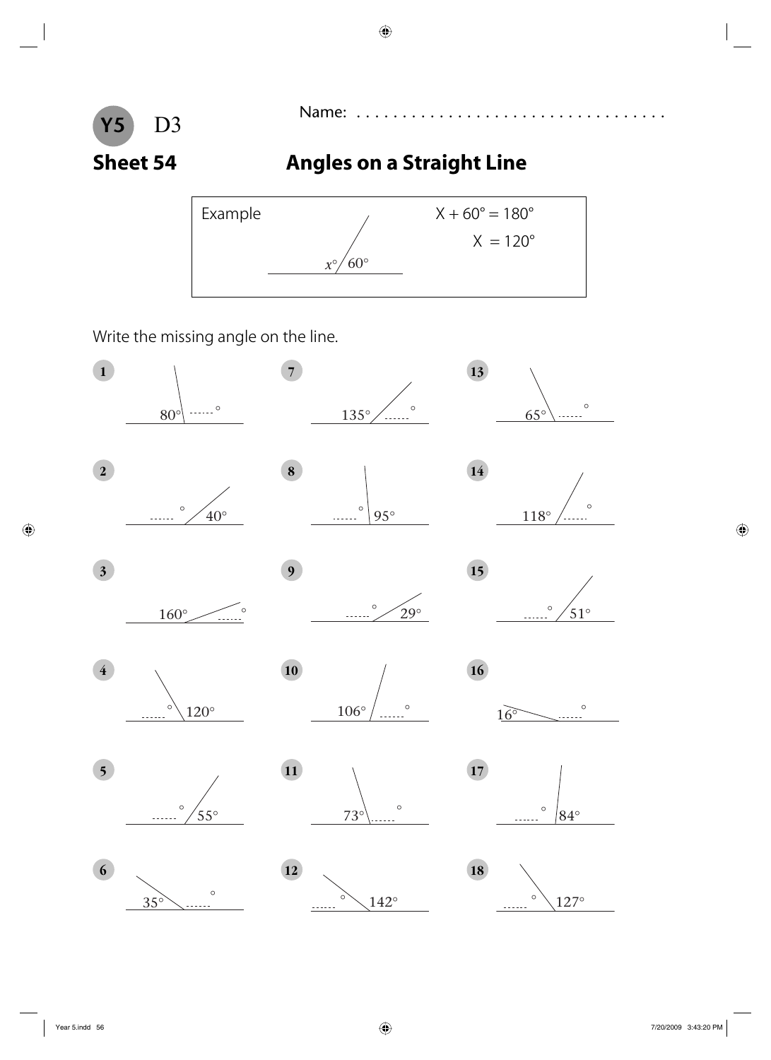**Y5** D3

Name: . . . . . . . . . . . . . . . . . . . . . . . . . . . . . . . . . . .

## Sheet 54 Angles on a Straight Line

Example

$x° \; 60°$

$X + 60° = 180°$

$X = 120°$

Write the missing angle on the line.

**1** 80° ...... °

**2** ...... ° 40°

**3** 160° ...... °

**4** ...... ° 120°

**5** ...... ° 55°

**6** 35° ...... °

**7** 135° ...... °

**8** ...... ° 95°

**9** ...... ° 29°

**10** 106° ...... °

**11** 73° ...... °

**12** ...... ° 142°

**13** 65° ...... °

**14** 118° ...... °

**15** ...... ° 51°

**16** 16° ...... °

**17** ...... ° 84°

**18** ...... ° 127°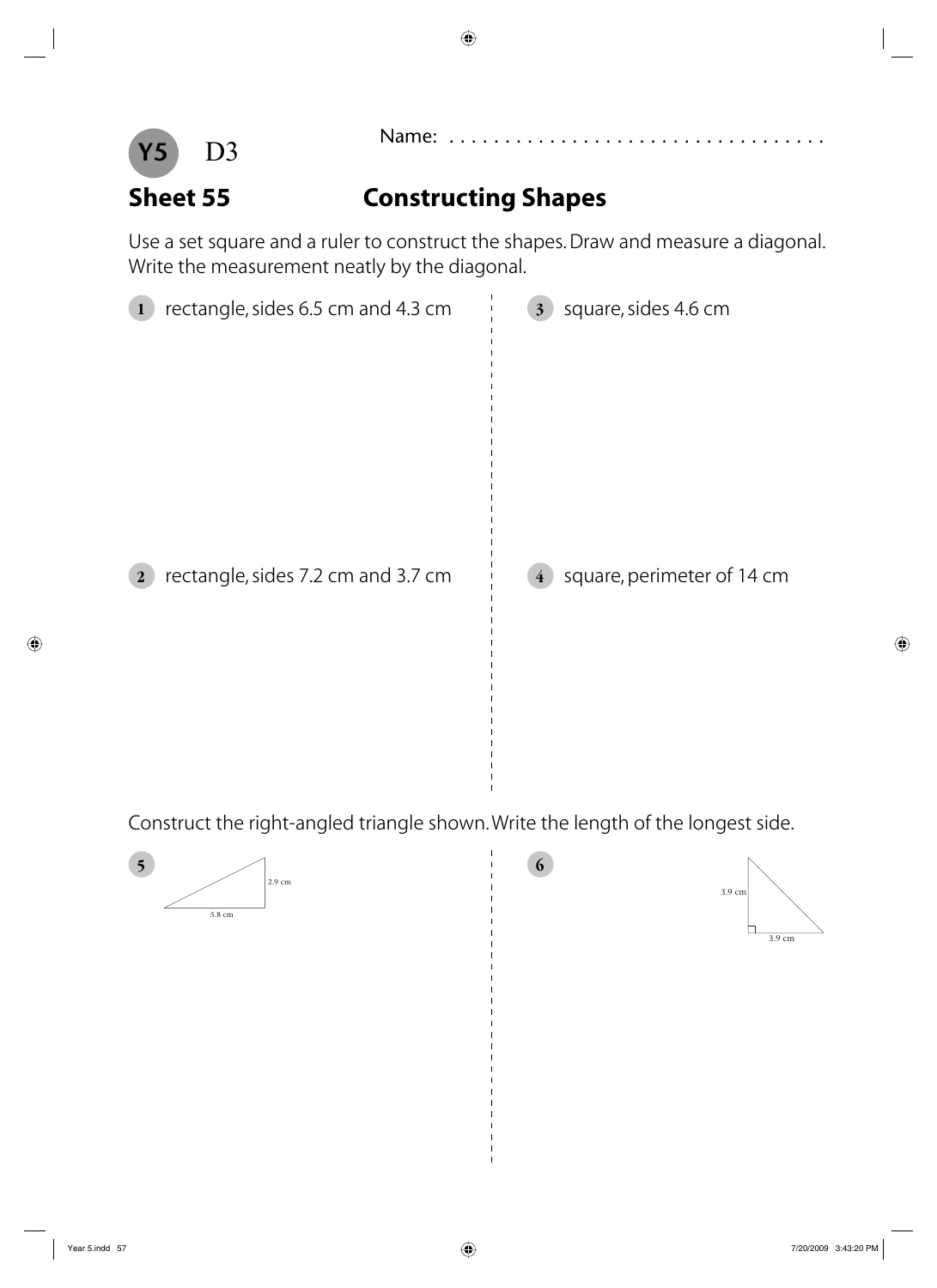**Y5** D3

Name: ..................................

## Sheet 55 Constructing Shapes

Use a set square and a ruler to construct the shapes. Draw and measure a diagonal. Write the measurement neatly by the diagonal.

1. rectangle, sides 6.5 cm and 4.3 cm

2. rectangle, sides 7.2 cm and 3.7 cm

3. square, sides 4.6 cm

4. square, perimeter of 14 cm

Construct the right-angled triangle shown. Write the length of the longest side.

5. 2.9 cm, 5.8 cm

6. 3.9 cm, 3.9 cm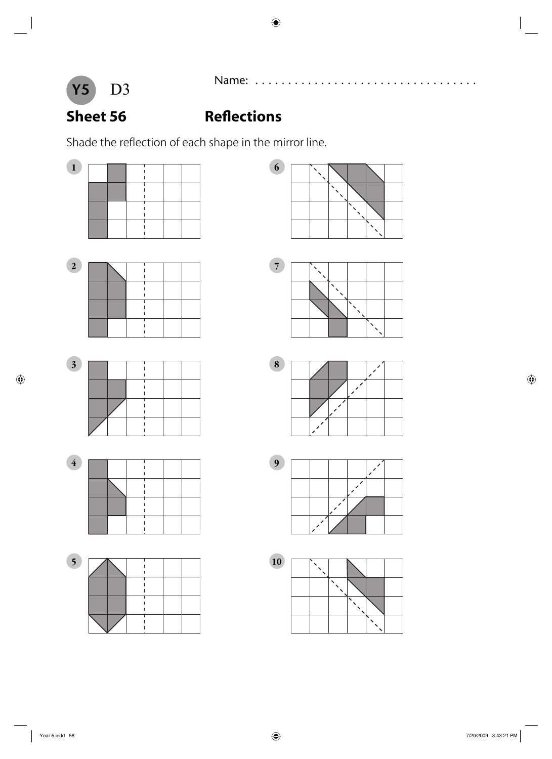Y5 D3

Name: . . . . . . . . . . . . . . . . . . . . . . . . . . . . . . . . .

## Sheet 56 Reflections

Shade the reflection of each shape in the mirror line.

1

2

3

4

5

6

7

8

9

10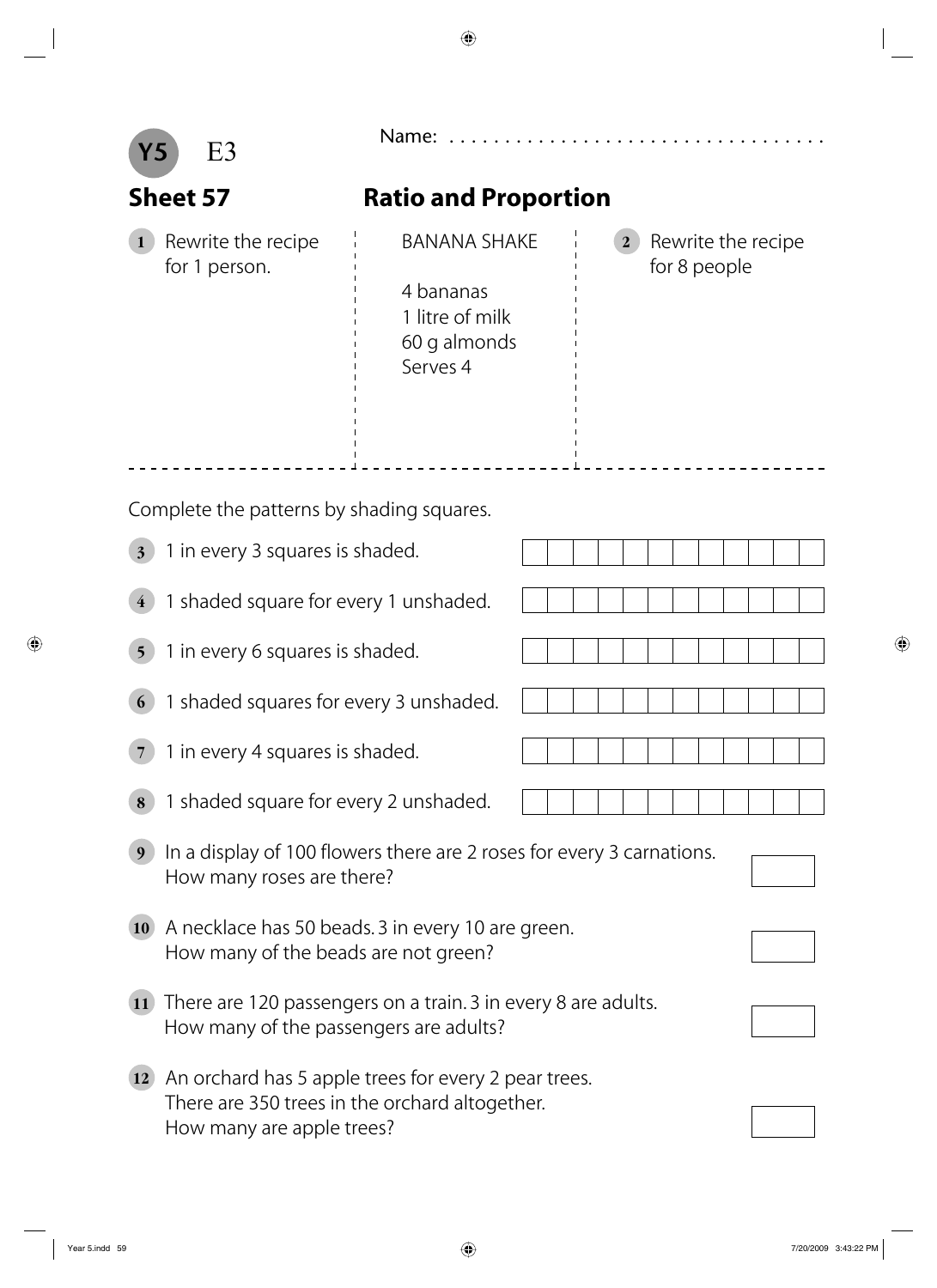Y5 E3

Name: . . . . . . . . . . . . . . . . . . . . . . . . . . . . . . . . .

## Sheet 57 — Ratio and Proportion

**1** Rewrite the recipe for 1 person.

BANANA SHAKE

4 bananas
1 litre of milk
60 g almonds
Serves 4

**2** Rewrite the recipe for 8 people

Complete the patterns by shading squares.

**3** 1 in every 3 squares is shaded.

| | | | | | | | | | | | |
|---|---|---|---|---|---|---|---|---|---|---|---|

**4** 1 shaded square for every 1 unshaded.

| | | | | | | | | | | | |
|---|---|---|---|---|---|---|---|---|---|---|---|

**5** 1 in every 6 squares is shaded.

| | | | | | | | | | | | |
|---|---|---|---|---|---|---|---|---|---|---|---|

**6** 1 shaded squares for every 3 unshaded.

| | | | | | | | | | | | |
|---|---|---|---|---|---|---|---|---|---|---|---|

**7** 1 in every 4 squares is shaded.

| | | | | | | | | | | | |
|---|---|---|---|---|---|---|---|---|---|---|---|

**8** 1 shaded square for every 2 unshaded.

| | | | | | | | | | | | |
|---|---|---|---|---|---|---|---|---|---|---|---|

**9** In a display of 100 flowers there are 2 roses for every 3 carnations. How many roses are there? ☐

**10** A necklace has 50 beads. 3 in every 10 are green. How many of the beads are not green? ☐

**11** There are 120 passengers on a train. 3 in every 8 are adults. How many of the passengers are adults? ☐

**12** An orchard has 5 apple trees for every 2 pear trees. There are 350 trees in the orchard altogether. How many are apple trees? ☐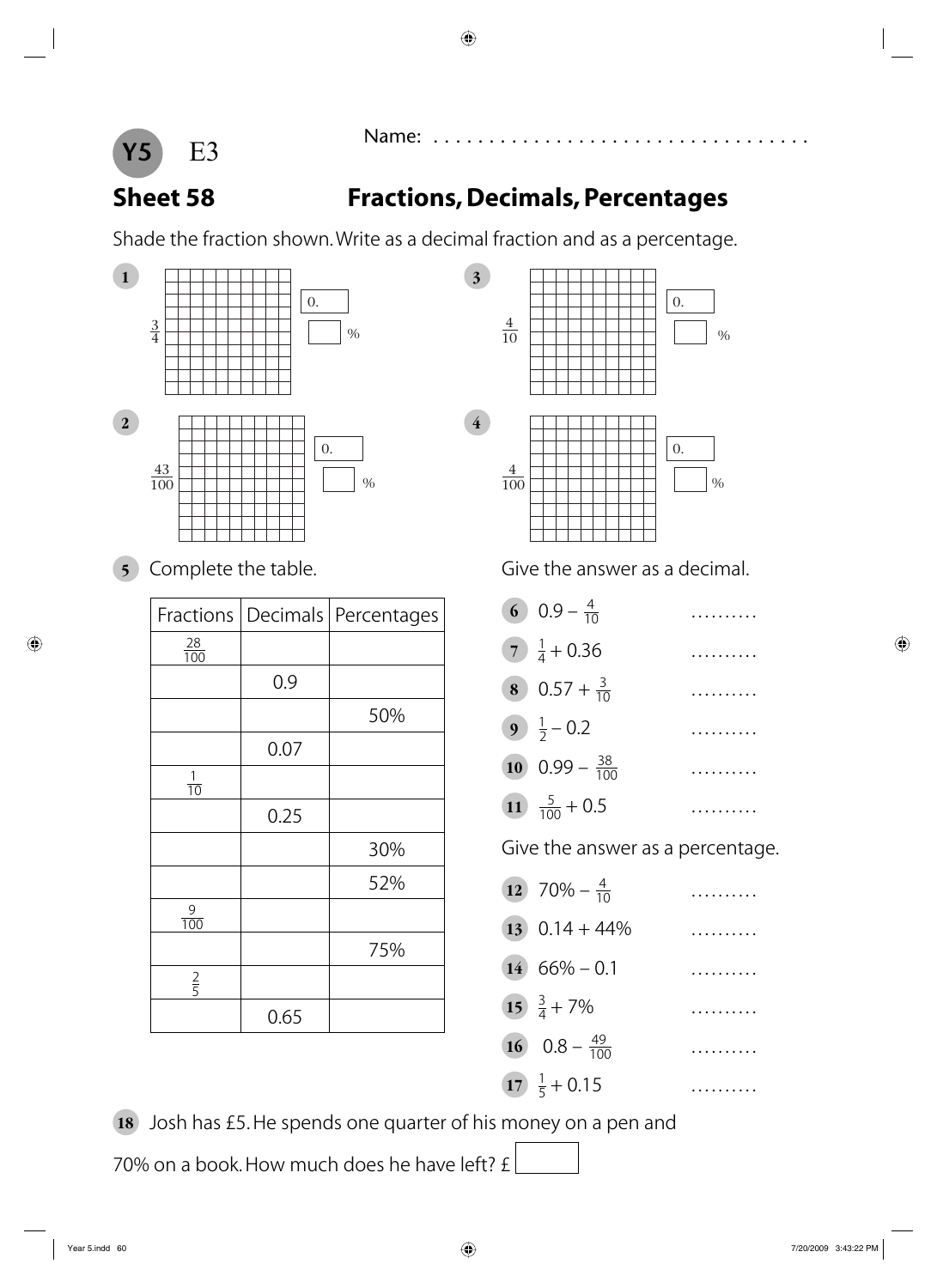**Y5** E3

Name: ..................................

## Sheet 58 — Fractions, Decimals, Percentages

Shade the fraction shown. Write as a decimal fraction and as a percentage.

**1** $\frac{3}{4}$ — 0. ☐ — ☐ %

**2** $\frac{43}{100}$ — 0. ☐ — ☐ %

**3** $\frac{4}{10}$ — 0. ☐ — ☐ %

**4** $\frac{4}{100}$ — 0. ☐ — ☐ %

**5** Complete the table.

| Fractions | Decimals | Percentages |
|---|---|---|
| $\frac{28}{100}$ | | |
| | 0.9 | |
| | | 50% |
| | 0.07 | |
| $\frac{1}{10}$ | | |
| | 0.25 | |
| | | 30% |
| | | 52% |
| $\frac{9}{100}$ | | |
| | | 75% |
| $\frac{2}{5}$ | | |
| | 0.65 | |

Give the answer as a decimal.

**6** $0.9 - \frac{4}{10}$ ..........

**7** $\frac{1}{4} + 0.36$ ..........

**8** $0.57 + \frac{3}{10}$ ..........

**9** $\frac{1}{2} - 0.2$ ..........

**10** $0.99 - \frac{38}{100}$ ..........

**11** $\frac{5}{100} + 0.5$ ..........

Give the answer as a percentage.

**12** $70\% - \frac{4}{10}$ ..........

**13** $0.14 + 44\%$ ..........

**14** $66\% - 0.1$ ..........

**15** $\frac{3}{4} + 7\%$ ..........

**16** $0.8 - \frac{49}{100}$ ..........

**17** $\frac{1}{5} + 0.15$ ..........

**18** Josh has £5. He spends one quarter of his money on a pen and 70% on a book. How much does he have left? £ ☐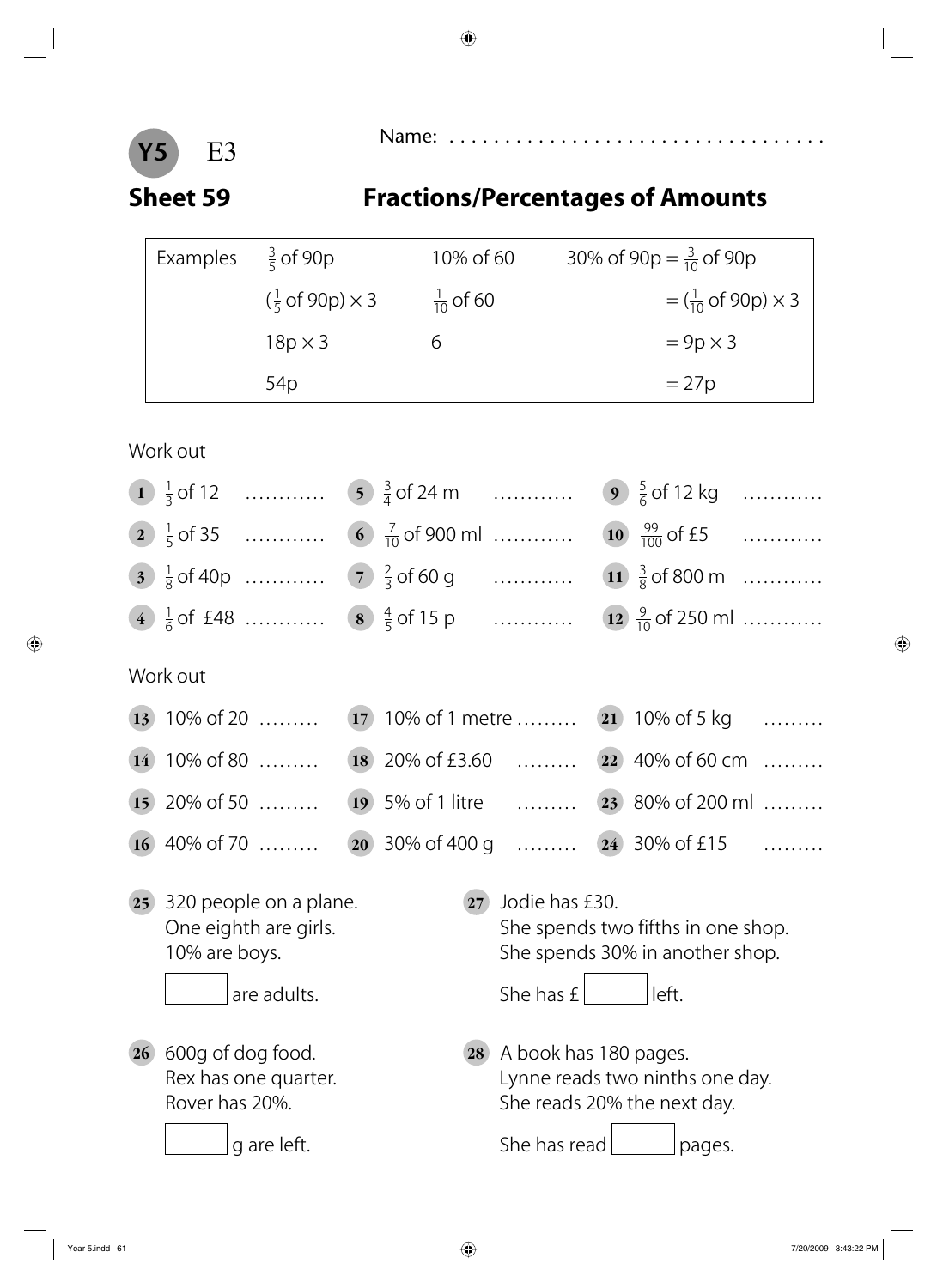**Y5** E3

Name: . . . . . . . . . . . . . . . . . . . . . . . . . . . . . . . . . .

## Sheet 59 Fractions/Percentages of Amounts

| Examples | $\frac{3}{5}$ of 90p | 10% of 60 | 30% of 90p = $\frac{3}{10}$ of 90p |
|---|---|---|---|
| | ($\frac{1}{5}$ of 90p) × 3 | $\frac{1}{10}$ of 60 | = ($\frac{1}{10}$ of 90p) × 3 |
| | 18p × 3 | 6 | = 9p × 3 |
| | 54p | | = 27p |

Work out

1. $\frac{1}{3}$ of 12 . . . . . . . . . . .
2. $\frac{1}{5}$ of 35 . . . . . . . . . . .
3. $\frac{1}{8}$ of 40p . . . . . . . . . . .
4. $\frac{1}{6}$ of £48 . . . . . . . . . . .
5. $\frac{3}{4}$ of 24 m . . . . . . . . . . .
6. $\frac{7}{10}$ of 900 ml . . . . . . . . . . .
7. $\frac{2}{3}$ of 60 g . . . . . . . . . . .
8. $\frac{4}{5}$ of 15 p . . . . . . . . . . .
9. $\frac{5}{6}$ of 12 kg . . . . . . . . . . .
10. $\frac{99}{100}$ of £5 . . . . . . . . . . .
11. $\frac{3}{8}$ of 800 m . . . . . . . . . . .
12. $\frac{9}{10}$ of 250 ml . . . . . . . . . . .

Work out

13. 10% of 20 . . . . . . . .
14. 10% of 80 . . . . . . . .
15. 20% of 50 . . . . . . . .
16. 40% of 70 . . . . . . . .
17. 10% of 1 metre . . . . . . . .
18. 20% of £3.60 . . . . . . . .
19. 5% of 1 litre . . . . . . . .
20. 30% of 400 g . . . . . . . .
21. 10% of 5 kg . . . . . . . .
22. 40% of 60 cm . . . . . . . .
23. 80% of 200 ml . . . . . . . .
24. 30% of £15 . . . . . . . .

25. 320 people on a plane.
One eighth are girls.
10% are boys.
☐ are adults.

26. 600g of dog food.
Rex has one quarter.
Rover has 20%.
☐ g are left.

27. Jodie has £30.
She spends two fifths in one shop.
She spends 30% in another shop.
She has £ ☐ left.

28. A book has 180 pages.
Lynne reads two ninths one day.
She reads 20% the next day.
She has read ☐ pages.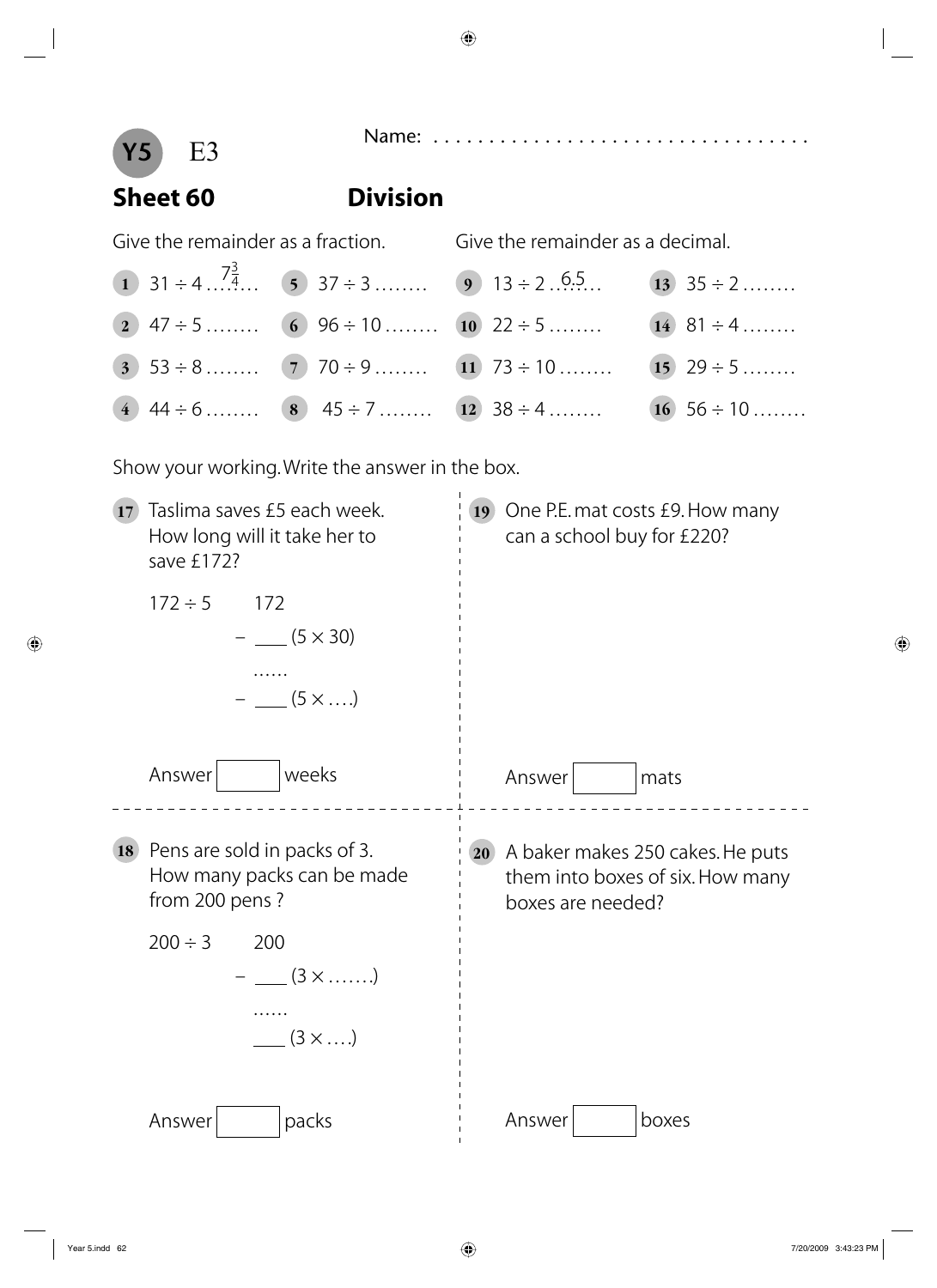**Y5** E3

Name: ....................................

## Sheet 60 Division

Give the remainder as a fraction.

1. $31 \div 4$ ...$7\frac{3}{4}$...
2. $47 \div 5$ ........
3. $53 \div 8$ ........
4. $44 \div 6$ ........
5. $37 \div 3$ ........
6. $96 \div 10$ ........
7. $70 \div 9$ ........
8. $45 \div 7$ ........

Give the remainder as a decimal.

9. $13 \div 2$ ...6.5...
10. $22 \div 5$ ........
11. $73 \div 10$ ........
12. $38 \div 4$ ........
13. $35 \div 2$ ........
14. $81 \div 4$ ........
15. $29 \div 5$ ........
16. $56 \div 10$ ........

Show your working. Write the answer in the box.

17. Taslima saves £5 each week. How long will it take her to save £172?

$172 \div 5$ 172
− ___ $(5 \times 30)$
......
− ___ $(5 \times \ldots)$

Answer [ ] weeks

18. Pens are sold in packs of 3. How many packs can be made from 200 pens ?

$200 \div 3$ 200
− ___ $(3 \times \ldots\ldots)$
......
___ $(3 \times \ldots)$

Answer [ ] packs

19. One P.E. mat costs £9. How many can a school buy for £220?

Answer [ ] mats

20. A baker makes 250 cakes. He puts them into boxes of six. How many boxes are needed?

Answer [ ] boxes